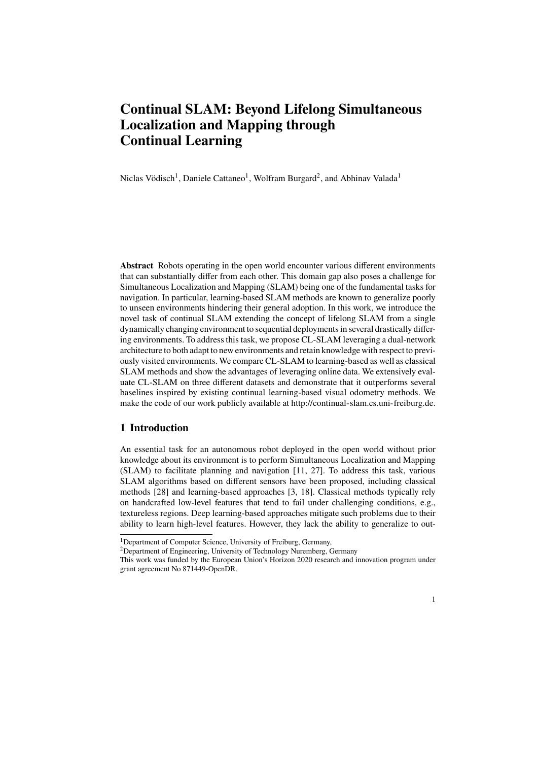# Continual SLAM: Beyond Lifelong Simultaneous Localization and Mapping through Continual Learning

Niclas Vödisch[1], Daniele Cattaneo[1], Wolfram Burgard[2], and Abhinav Valada[1]

**Abstract** Robots operating in the open world encounter various different environments that can substantially differ from each other. This domain gap also poses a challenge for Simultaneous Localization and Mapping (SLAM) being one of the fundamental tasks for navigation. In particular, learning-based SLAM methods are known to generalize poorly to unseen environments hindering their general adoption. In this work, we introduce the novel task of continual SLAM extending the concept of lifelong SLAM from a single dynamically changing environment to sequential deployments in several drastically differing environments. To address this task, we propose CL-SLAM leveraging a dual-network architecture to both adapt to new environments and retain knowledge with respect to previously visited environments. We compare CL-SLAM to learning-based as well as classical SLAM methods and show the advantages of leveraging online data. We extensively evaluate CL-SLAM on three different datasets and demonstrate that it outperforms several baselines inspired by existing continual learning-based visual odometry methods. We make the code of our work publicly available at http://continual-slam.cs.uni-freiburg.de.

## 1 Introduction

An essential task for an autonomous robot deployed in the open world without prior knowledge about its environment is to perform Simultaneous Localization and Mapping (SLAM) to facilitate planning and navigation [11, 27]. To address this task, various SLAM algorithms based on different sensors have been proposed, including classical methods [28] and learning-based approaches [3, 18]. Classical methods typically rely on handcrafted low-level features that tend to fail under challenging conditions, e.g., textureless regions. Deep learning-based approaches mitigate such problems due to their ability to learn high-level features. However, they lack the ability to generalize to out-

[1]Department of Computer Science, University of Freiburg, Germany,

[2]Department of Engineering, University of Technology Nuremberg, Germany

This work was funded by the European Union's Horizon 2020 research and innovation program under grant agreement No 871449-OpenDR.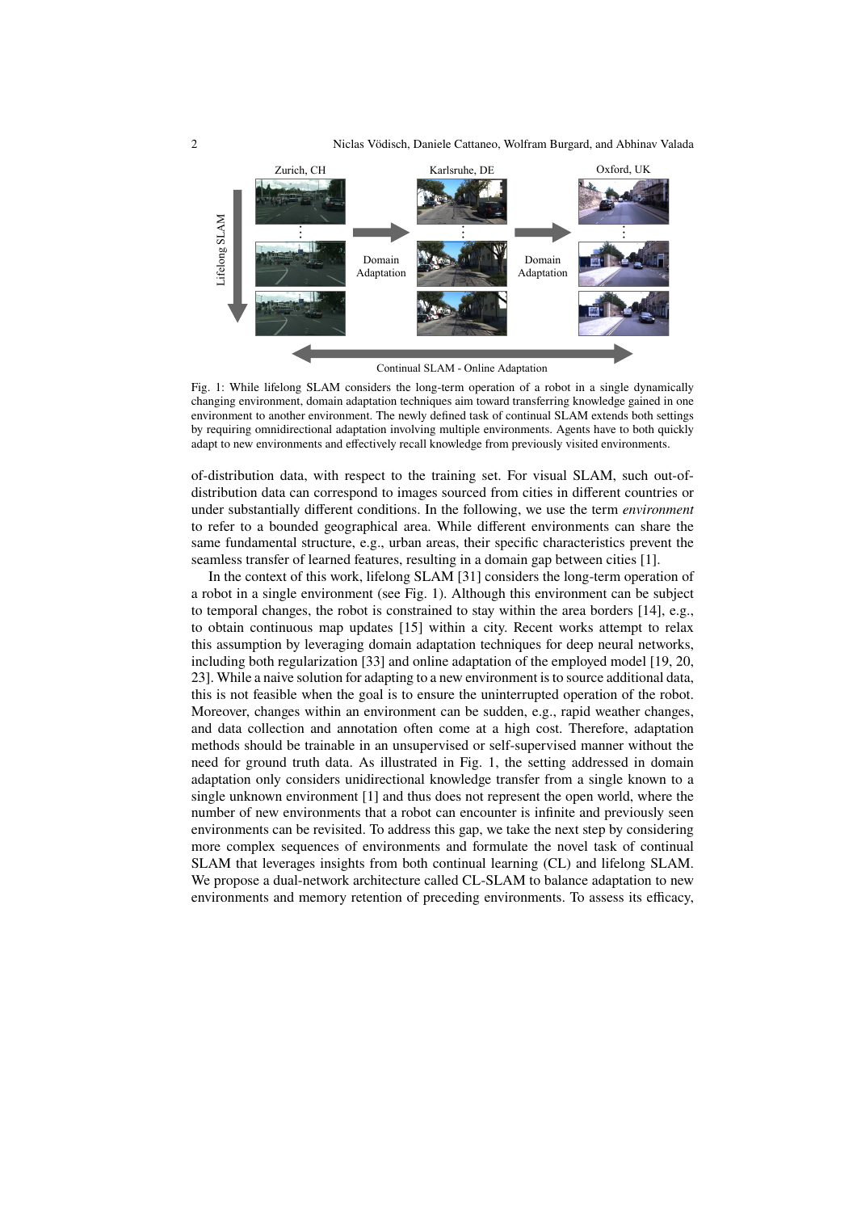Fig. 1: While lifelong SLAM considers the long-term operation of a robot in a single dynamically changing environment, domain adaptation techniques aim toward transferring knowledge gained in one environment to another environment. The newly defined task of continual SLAM extends both settings by requiring omnidirectional adaptation involving multiple environments. Agents have to both quickly adapt to new environments and effectively recall knowledge from previously visited environments.

of-distribution data, with respect to the training set. For visual SLAM, such out-of-distribution data can correspond to images sourced from cities in different countries or under substantially different conditions. In the following, we use the term *environment* to refer to a bounded geographical area. While different environments can share the same fundamental structure, e.g., urban areas, their specific characteristics prevent the seamless transfer of learned features, resulting in a domain gap between cities [1].

In the context of this work, lifelong SLAM [31] considers the long-term operation of a robot in a single environment (see Fig. 1). Although this environment can be subject to temporal changes, the robot is constrained to stay within the area borders [14], e.g., to obtain continuous map updates [15] within a city. Recent works attempt to relax this assumption by leveraging domain adaptation techniques for deep neural networks, including both regularization [33] and online adaptation of the employed model [19, 20, 23]. While a naive solution for adapting to a new environment is to source additional data, this is not feasible when the goal is to ensure the uninterrupted operation of the robot. Moreover, changes within an environment can be sudden, e.g., rapid weather changes, and data collection and annotation often come at a high cost. Therefore, adaptation methods should be trainable in an unsupervised or self-supervised manner without the need for ground truth data. As illustrated in Fig. 1, the setting addressed in domain adaptation only considers unidirectional knowledge transfer from a single known to a single unknown environment [1] and thus does not represent the open world, where the number of new environments that a robot can encounter is infinite and previously seen environments can be revisited. To address this gap, we take the next step by considering more complex sequences of environments and formulate the novel task of continual SLAM that leverages insights from both continual learning (CL) and lifelong SLAM. We propose a dual-network architecture called CL-SLAM to balance adaptation to new environments and memory retention of preceding environments. To assess its efficacy,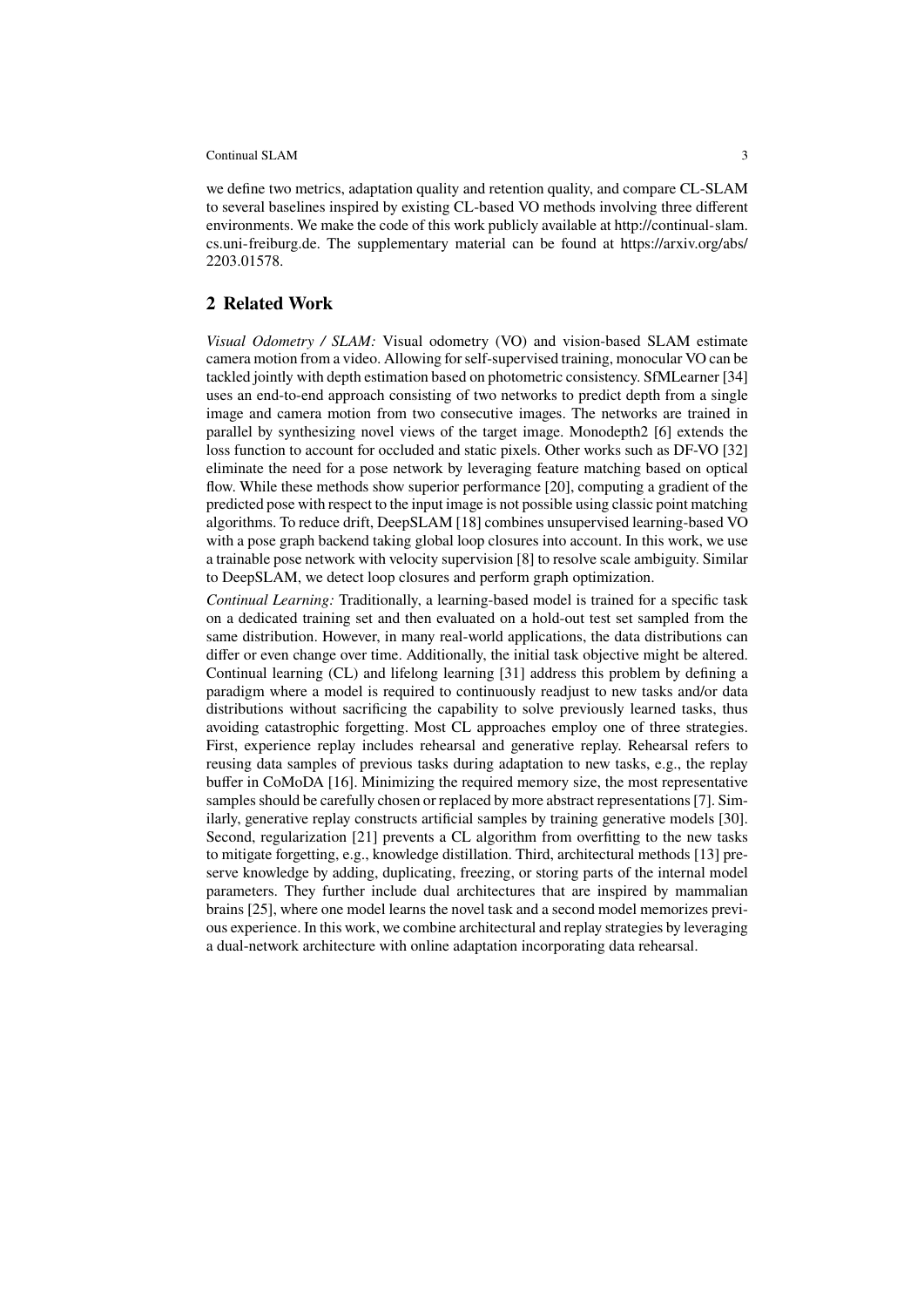we define two metrics, adaptation quality and retention quality, and compare CL-SLAM to several baselines inspired by existing CL-based VO methods involving three different environments. We make the code of this work publicly available at http://continual-slam.cs.uni-freiburg.de. The supplementary material can be found at https://arxiv.org/abs/2203.01578.

## 2 Related Work

*Visual Odometry / SLAM:* Visual odometry (VO) and vision-based SLAM estimate camera motion from a video. Allowing for self-supervised training, monocular VO can be tackled jointly with depth estimation based on photometric consistency. SfMLearner [34] uses an end-to-end approach consisting of two networks to predict depth from a single image and camera motion from two consecutive images. The networks are trained in parallel by synthesizing novel views of the target image. Monodepth2 [6] extends the loss function to account for occluded and static pixels. Other works such as DF-VO [32] eliminate the need for a pose network by leveraging feature matching based on optical flow. While these methods show superior performance [20], computing a gradient of the predicted pose with respect to the input image is not possible using classic point matching algorithms. To reduce drift, DeepSLAM [18] combines unsupervised learning-based VO with a pose graph backend taking global loop closures into account. In this work, we use a trainable pose network with velocity supervision [8] to resolve scale ambiguity. Similar to DeepSLAM, we detect loop closures and perform graph optimization.

*Continual Learning:* Traditionally, a learning-based model is trained for a specific task on a dedicated training set and then evaluated on a hold-out test set sampled from the same distribution. However, in many real-world applications, the data distributions can differ or even change over time. Additionally, the initial task objective might be altered. Continual learning (CL) and lifelong learning [31] address this problem by defining a paradigm where a model is required to continuously readjust to new tasks and/or data distributions without sacrificing the capability to solve previously learned tasks, thus avoiding catastrophic forgetting. Most CL approaches employ one of three strategies. First, experience replay includes rehearsal and generative replay. Rehearsal refers to reusing data samples of previous tasks during adaptation to new tasks, e.g., the replay buffer in CoMoDA [16]. Minimizing the required memory size, the most representative samples should be carefully chosen or replaced by more abstract representations [7]. Similarly, generative replay constructs artificial samples by training generative models [30]. Second, regularization [21] prevents a CL algorithm from overfitting to the new tasks to mitigate forgetting, e.g., knowledge distillation. Third, architectural methods [13] preserve knowledge by adding, duplicating, freezing, or storing parts of the internal model parameters. They further include dual architectures that are inspired by mammalian brains [25], where one model learns the novel task and a second model memorizes previous experience. In this work, we combine architectural and replay strategies by leveraging a dual-network architecture with online adaptation incorporating data rehearsal.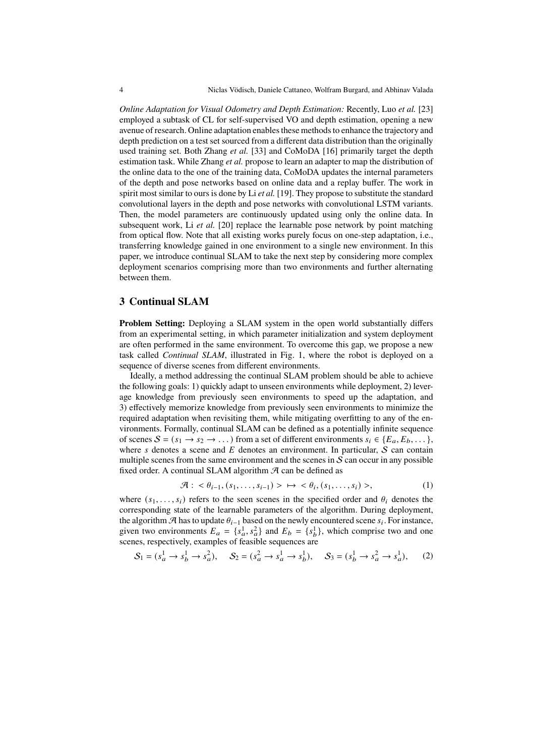*Online Adaptation for Visual Odometry and Depth Estimation:* Recently, Luo *et al.* [23] employed a subtask of CL for self-supervised VO and depth estimation, opening a new avenue of research. Online adaptation enables these methods to enhance the trajectory and depth prediction on a test set sourced from a different data distribution than the originally used training set. Both Zhang *et al.* [33] and CoMoDA [16] primarily target the depth estimation task. While Zhang *et al.* propose to learn an adapter to map the distribution of the online data to the one of the training data, CoMoDA updates the internal parameters of the depth and pose networks based on online data and a replay buffer. The work in spirit most similar to ours is done by Li *et al.* [19]. They propose to substitute the standard convolutional layers in the depth and pose networks with convolutional LSTM variants. Then, the model parameters are continuously updated using only the online data. In subsequent work, Li *et al.* [20] replace the learnable pose network by point matching from optical flow. Note that all existing works purely focus on one-step adaptation, i.e., transferring knowledge gained in one environment to a single new environment. In this paper, we introduce continual SLAM to take the next step by considering more complex deployment scenarios comprising more than two environments and further alternating between them.

## 3 Continual SLAM

**Problem Setting:** Deploying a SLAM system in the open world substantially differs from an experimental setting, in which parameter initialization and system deployment are often performed in the same environment. To overcome this gap, we propose a new task called *Continual SLAM*, illustrated in Fig. 1, where the robot is deployed on a sequence of diverse scenes from different environments.

Ideally, a method addressing the continual SLAM problem should be able to achieve the following goals: 1) quickly adapt to unseen environments while deployment, 2) leverage knowledge from previously seen environments to speed up the adaptation, and 3) effectively memorize knowledge from previously seen environments to minimize the required adaptation when revisiting them, while mitigating overfitting to any of the environments. Formally, continual SLAM can be defined as a potentially infinite sequence of scenes $\mathcal{S} = (s_1 \rightarrow s_2 \rightarrow \dots)$ from a set of different environments $s_i \in \{E_a, E_b, \dots\}$, where $s$ denotes a scene and $E$ denotes an environment. In particular, $\mathcal{S}$ can contain multiple scenes from the same environment and the scenes in $\mathcal{S}$ can occur in any possible fixed order. A continual SLAM algorithm $\mathcal{A}$ can be defined as

$$\mathcal{A} : \ < \theta_{i-1}, (s_1, \dots, s_{i-1}) > \ \mapsto \ < \theta_i, (s_1, \dots, s_i) >, \tag{1}$$

where $(s_1, \dots, s_i)$ refers to the seen scenes in the specified order and $\theta_i$ denotes the corresponding state of the learnable parameters of the algorithm. During deployment, the algorithm $\mathcal{A}$ has to update $\theta_{i-1}$ based on the newly encountered scene $s_i$. For instance, given two environments $E_a = \{s_a^1, s_a^2\}$ and $E_b = \{s_b^1\}$, which comprise two and one scenes, respectively, examples of feasible sequences are

$$\mathcal{S}_1 = (s_a^1 \rightarrow s_b^1 \rightarrow s_a^2), \quad \mathcal{S}_2 = (s_a^2 \rightarrow s_a^1 \rightarrow s_b^1), \quad \mathcal{S}_3 = (s_b^1 \rightarrow s_a^2 \rightarrow s_a^1), \tag{2}$$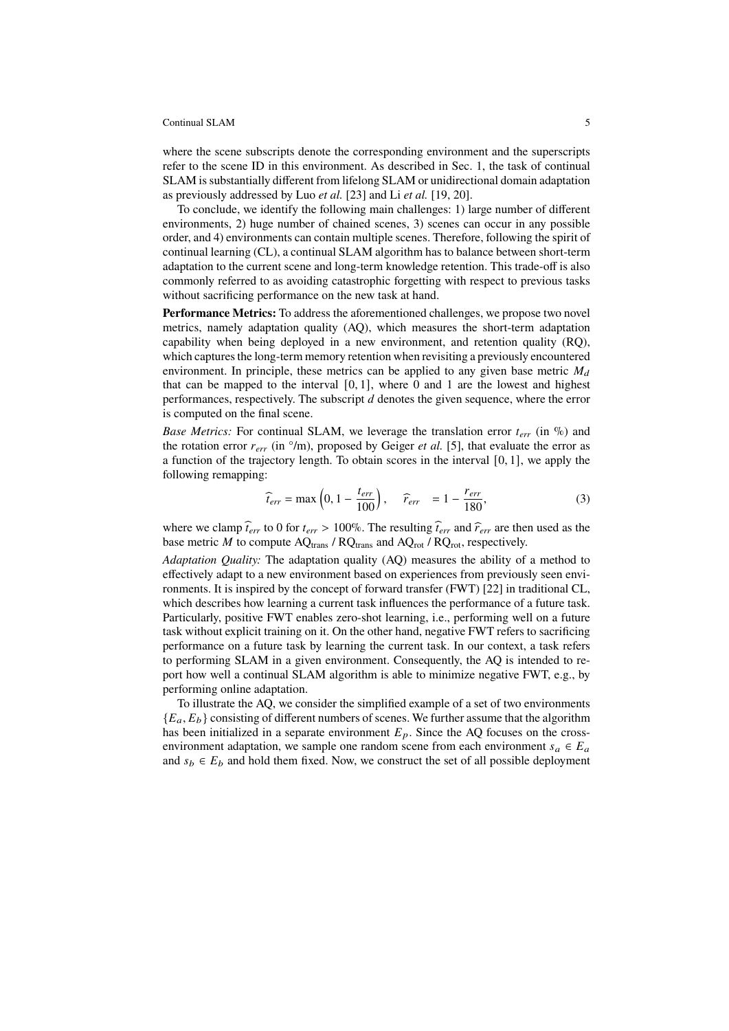where the scene subscripts denote the corresponding environment and the superscripts refer to the scene ID in this environment. As described in Sec. 1, the task of continual SLAM is substantially different from lifelong SLAM or unidirectional domain adaptation as previously addressed by Luo *et al.* [23] and Li *et al.* [19, 20].

To conclude, we identify the following main challenges: 1) large number of different environments, 2) huge number of chained scenes, 3) scenes can occur in any possible order, and 4) environments can contain multiple scenes. Therefore, following the spirit of continual learning (CL), a continual SLAM algorithm has to balance between short-term adaptation to the current scene and long-term knowledge retention. This trade-off is also commonly referred to as avoiding catastrophic forgetting with respect to previous tasks without sacrificing performance on the new task at hand.

**Performance Metrics:** To address the aforementioned challenges, we propose two novel metrics, namely adaptation quality (AQ), which measures the short-term adaptation capability when being deployed in a new environment, and retention quality (RQ), which captures the long-term memory retention when revisiting a previously encountered environment. In principle, these metrics can be applied to any given base metric $M_d$ that can be mapped to the interval $[0, 1]$, where 0 and 1 are the lowest and highest performances, respectively. The subscript $d$ denotes the given sequence, where the error is computed on the final scene.

*Base Metrics:* For continual SLAM, we leverage the translation error $t_{err}$ (in %) and the rotation error $r_{err}$ (in °/m), proposed by Geiger *et al.* [5], that evaluate the error as a function of the trajectory length. To obtain scores in the interval $[0, 1]$, we apply the following remapping:

$$\widehat{t}_{err} = \max\left(0, 1 - \frac{t_{err}}{100}\right), \quad \widehat{r}_{err} = 1 - \frac{r_{err}}{180}, \tag{3}$$

where we clamp $\widehat{t}_{err}$ to 0 for $t_{err} > 100\%$. The resulting $\widehat{t}_{err}$ and $\widehat{r}_{err}$ are then used as the base metric $M$ to compute $\text{AQ}_{\text{trans}}$ / $\text{RQ}_{\text{trans}}$ and $\text{AQ}_{\text{rot}}$ / $\text{RQ}_{\text{rot}}$, respectively.

*Adaptation Quality:* The adaptation quality (AQ) measures the ability of a method to effectively adapt to a new environment based on experiences from previously seen environments. It is inspired by the concept of forward transfer (FWT) [22] in traditional CL, which describes how learning a current task influences the performance of a future task. Particularly, positive FWT enables zero-shot learning, i.e., performing well on a future task without explicit training on it. On the other hand, negative FWT refers to sacrificing performance on a future task by learning the current task. In our context, a task refers to performing SLAM in a given environment. Consequently, the AQ is intended to report how well a continual SLAM algorithm is able to minimize negative FWT, e.g., by performing online adaptation.

To illustrate the AQ, we consider the simplified example of a set of two environments $\{E_a, E_b\}$ consisting of different numbers of scenes. We further assume that the algorithm has been initialized in a separate environment $E_p$. Since the AQ focuses on the cross-environment adaptation, we sample one random scene from each environment $s_a \in E_a$ and $s_b \in E_b$ and hold them fixed. Now, we construct the set of all possible deployment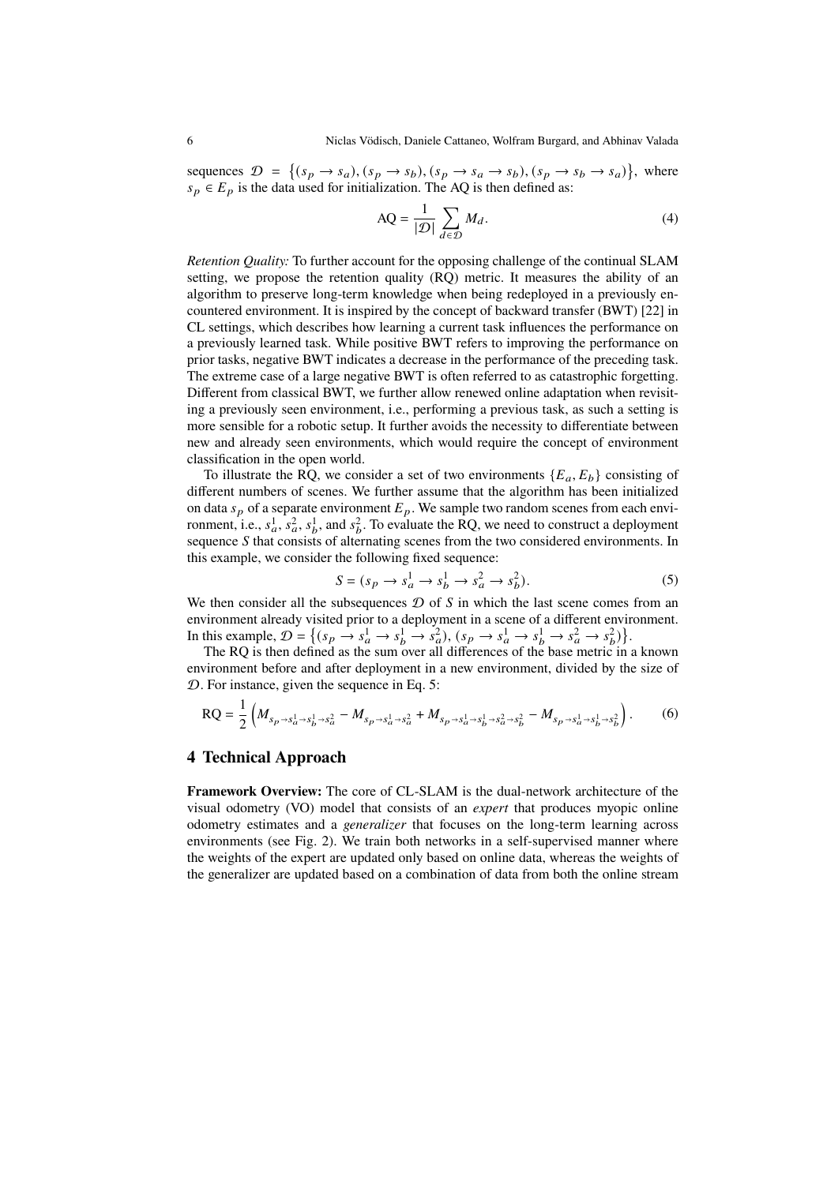sequences $\mathcal{D} = \{(s_p \rightarrow s_a), (s_p \rightarrow s_b), (s_p \rightarrow s_a \rightarrow s_b), (s_p \rightarrow s_b \rightarrow s_a)\}$, where $s_p \in E_p$ is the data used for initialization. The AQ is then defined as:

$$\text{AQ} = \frac{1}{|\mathcal{D}|} \sum_{d \in \mathcal{D}} M_d. \tag{4}$$

*Retention Quality:* To further account for the opposing challenge of the continual SLAM setting, we propose the retention quality (RQ) metric. It measures the ability of an algorithm to preserve long-term knowledge when being redeployed in a previously encountered environment. It is inspired by the concept of backward transfer (BWT) [22] in CL settings, which describes how learning a current task influences the performance on a previously learned task. While positive BWT refers to improving the performance on prior tasks, negative BWT indicates a decrease in the performance of the preceding task. The extreme case of a large negative BWT is often referred to as catastrophic forgetting. Different from classical BWT, we further allow renewed online adaptation when revisiting a previously seen environment, i.e., performing a previous task, as such a setting is more sensible for a robotic setup. It further avoids the necessity to differentiate between new and already seen environments, which would require the concept of environment classification in the open world.

To illustrate the RQ, we consider a set of two environments $\{E_a, E_b\}$ consisting of different numbers of scenes. We further assume that the algorithm has been initialized on data $s_p$ of a separate environment $E_p$. We sample two random scenes from each environment, i.e., $s_a^1$, $s_a^2$, $s_b^1$, and $s_b^2$. To evaluate the RQ, we need to construct a deployment sequence $S$ that consists of alternating scenes from the two considered environments. In this example, we consider the following fixed sequence:

$$S = (s_p \rightarrow s_a^1 \rightarrow s_b^1 \rightarrow s_a^2 \rightarrow s_b^2). \tag{5}$$

We then consider all the subsequences $\mathcal{D}$ of $S$ in which the last scene comes from an environment already visited prior to a deployment in a scene of a different environment. In this example, $\mathcal{D} = \{(s_p \rightarrow s_a^1 \rightarrow s_b^1 \rightarrow s_a^2), (s_p \rightarrow s_a^1 \rightarrow s_b^1 \rightarrow s_a^2 \rightarrow s_b^2)\}$.

The RQ is then defined as the sum over all differences of the base metric in a known environment before and after deployment in a new environment, divided by the size of $\mathcal{D}$. For instance, given the sequence in Eq. 5:

$$\text{RQ} = \frac{1}{2}\left(M_{s_p \rightarrow s_a^1 \rightarrow s_b^1 \rightarrow s_a^2} - M_{s_p \rightarrow s_a^1 \rightarrow s_a^2} + M_{s_p \rightarrow s_a^1 \rightarrow s_b^1 \rightarrow s_a^2 \rightarrow s_b^2} - M_{s_p \rightarrow s_a^1 \rightarrow s_b^1 \rightarrow s_b^2}\right). \tag{6}$$

# 4 Technical Approach

**Framework Overview:** The core of CL-SLAM is the dual-network architecture of the visual odometry (VO) model that consists of an *expert* that produces myopic online odometry estimates and a *generalizer* that focuses on the long-term learning across environments (see Fig. 2). We train both networks in a self-supervised manner where the weights of the expert are updated only based on online data, whereas the weights of the generalizer are updated based on a combination of data from both the online stream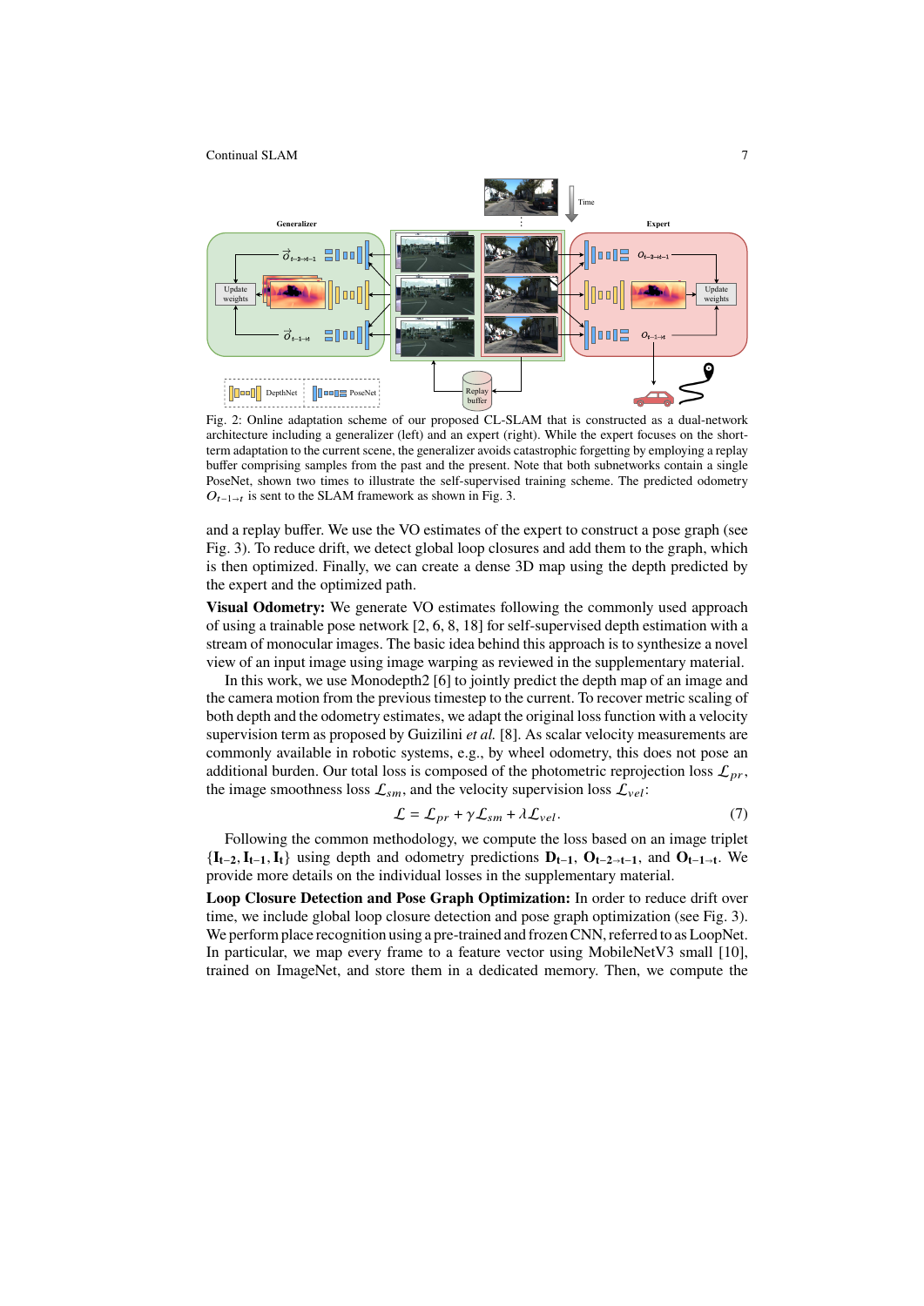Fig. 2: Online adaptation scheme of our proposed CL-SLAM that is constructed as a dual-network architecture including a generalizer (left) and an expert (right). While the expert focuses on the short-term adaptation to the current scene, the generalizer avoids catastrophic forgetting by employing a replay buffer comprising samples from the past and the present. Note that both subnetworks contain a single PoseNet, shown two times to illustrate the self-supervised training scheme. The predicted odometry $O_{t-1 \to t}$ is sent to the SLAM framework as shown in Fig. 3.

and a replay buffer. We use the VO estimates of the expert to construct a pose graph (see Fig. 3). To reduce drift, we detect global loop closures and add them to the graph, which is then optimized. Finally, we can create a dense 3D map using the depth predicted by the expert and the optimized path.

**Visual Odometry:** We generate VO estimates following the commonly used approach of using a trainable pose network [2, 6, 8, 18] for self-supervised depth estimation with a stream of monocular images. The basic idea behind this approach is to synthesize a novel view of an input image using image warping as reviewed in the supplementary material.

In this work, we use Monodepth2 [6] to jointly predict the depth map of an image and the camera motion from the previous timestep to the current. To recover metric scaling of both depth and the odometry estimates, we adapt the original loss function with a velocity supervision term as proposed by Guizilini *et al.* [8]. As scalar velocity measurements are commonly available in robotic systems, e.g., by wheel odometry, this does not pose an additional burden. Our total loss is composed of the photometric reprojection loss $\mathcal{L}_{pr}$, the image smoothness loss $\mathcal{L}_{sm}$, and the velocity supervision loss $\mathcal{L}_{vel}$:

$$\mathcal{L} = \mathcal{L}_{pr} + \gamma \mathcal{L}_{sm} + \lambda \mathcal{L}_{vel}. \tag{7}$$

Following the common methodology, we compute the loss based on an image triplet $\{\mathbf{I_{t-2}}, \mathbf{I_{t-1}}, \mathbf{I_t}\}$ using depth and odometry predictions $\mathbf{D_{t-1}}$, $\mathbf{O_{t-2 \to t-1}}$, and $\mathbf{O_{t-1 \to t}}$. We provide more details on the individual losses in the supplementary material.

**Loop Closure Detection and Pose Graph Optimization:** In order to reduce drift over time, we include global loop closure detection and pose graph optimization (see Fig. 3). We perform place recognition using a pre-trained and frozen CNN, referred to as LoopNet. In particular, we map every frame to a feature vector using MobileNetV3 small [10], trained on ImageNet, and store them in a dedicated memory. Then, we compute the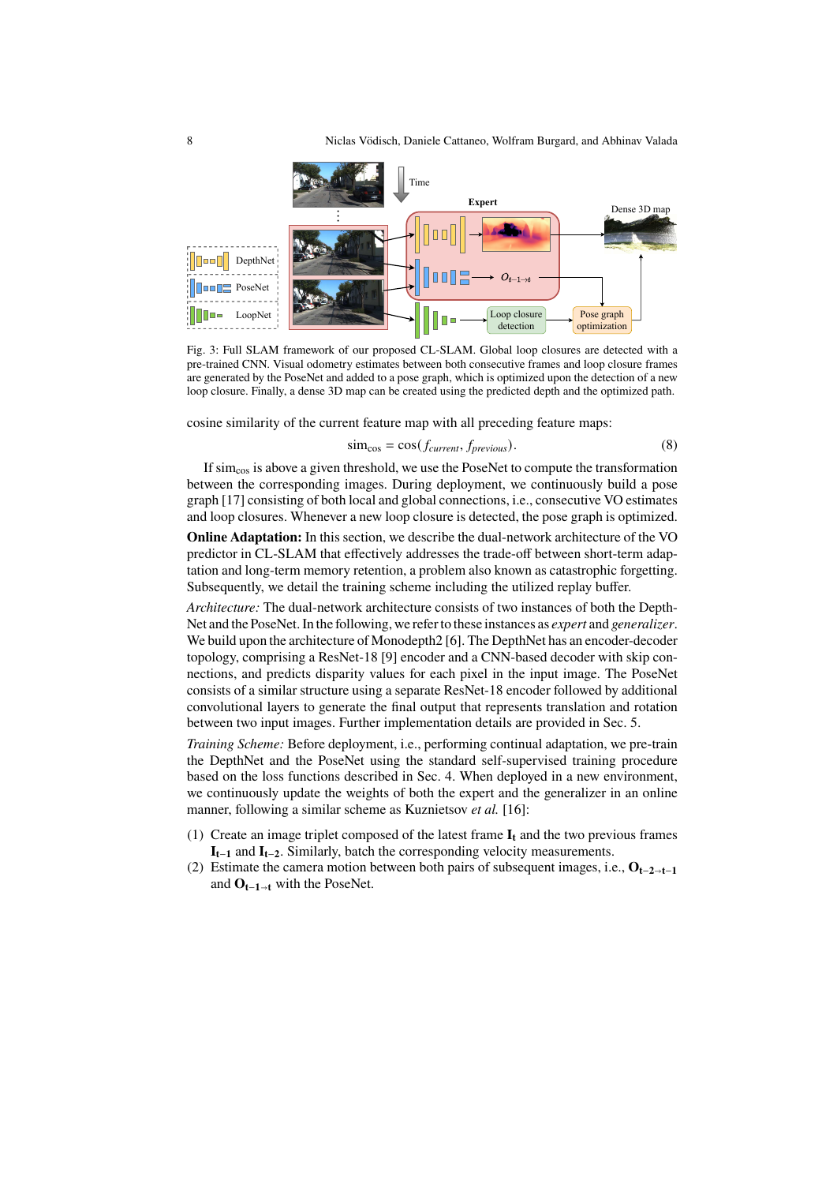Fig. 3: Full SLAM framework of our proposed CL-SLAM. Global loop closures are detected with a pre-trained CNN. Visual odometry estimates between both consecutive frames and loop closure frames are generated by the PoseNet and added to a pose graph, which is optimized upon the detection of a new loop closure. Finally, a dense 3D map can be created using the predicted depth and the optimized path.

cosine similarity of the current feature map with all preceding feature maps:

$$\text{sim}_{\cos} = \cos(f_{current}, f_{previous}). \tag{8}$$

If $\text{sim}_{\cos}$ is above a given threshold, we use the PoseNet to compute the transformation between the corresponding images. During deployment, we continuously build a pose graph [17] consisting of both local and global connections, i.e., consecutive VO estimates and loop closures. Whenever a new loop closure is detected, the pose graph is optimized.

**Online Adaptation:** In this section, we describe the dual-network architecture of the VO predictor in CL-SLAM that effectively addresses the trade-off between short-term adaptation and long-term memory retention, a problem also known as catastrophic forgetting. Subsequently, we detail the training scheme including the utilized replay buffer.

*Architecture:* The dual-network architecture consists of two instances of both the DepthNet and the PoseNet. In the following, we refer to these instances as *expert* and *generalizer*. We build upon the architecture of Monodepth2 [6]. The DepthNet has an encoder-decoder topology, comprising a ResNet-18 [9] encoder and a CNN-based decoder with skip connections, and predicts disparity values for each pixel in the input image. The PoseNet consists of a similar structure using a separate ResNet-18 encoder followed by additional convolutional layers to generate the final output that represents translation and rotation between two input images. Further implementation details are provided in Sec. 5.

*Training Scheme:* Before deployment, i.e., performing continual adaptation, we pre-train the DepthNet and the PoseNet using the standard self-supervised training procedure based on the loss functions described in Sec. 4. When deployed in a new environment, we continuously update the weights of both the expert and the generalizer in an online manner, following a similar scheme as Kuznietsov *et al.* [16]:

(1) Create an image triplet composed of the latest frame $\mathbf{I_t}$ and the two previous frames $\mathbf{I_{t-1}}$ and $\mathbf{I_{t-2}}$. Similarly, batch the corresponding velocity measurements.
(2) Estimate the camera motion between both pairs of subsequent images, i.e., $\mathbf{O_{t-2 \to t-1}}$ and $\mathbf{O_{t-1 \to t}}$ with the PoseNet.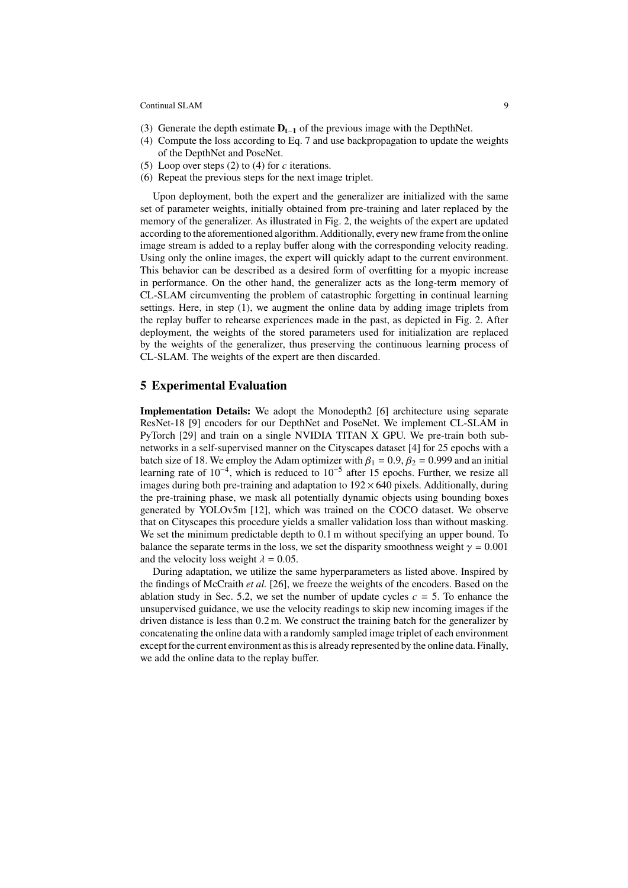(3) Generate the depth estimate $\mathbf{D_{t-1}}$ of the previous image with the DepthNet.
(4) Compute the loss according to Eq. 7 and use backpropagation to update the weights of the DepthNet and PoseNet.
(5) Loop over steps (2) to (4) for $c$ iterations.
(6) Repeat the previous steps for the next image triplet.

Upon deployment, both the expert and the generalizer are initialized with the same set of parameter weights, initially obtained from pre-training and later replaced by the memory of the generalizer. As illustrated in Fig. 2, the weights of the expert are updated according to the aforementioned algorithm. Additionally, every new frame from the online image stream is added to a replay buffer along with the corresponding velocity reading. Using only the online images, the expert will quickly adapt to the current environment. This behavior can be described as a desired form of overfitting for a myopic increase in performance. On the other hand, the generalizer acts as the long-term memory of CL-SLAM circumventing the problem of catastrophic forgetting in continual learning settings. Here, in step (1), we augment the online data by adding image triplets from the replay buffer to rehearse experiences made in the past, as depicted in Fig. 2. After deployment, the weights of the stored parameters used for initialization are replaced by the weights of the generalizer, thus preserving the continuous learning process of CL-SLAM. The weights of the expert are then discarded.

## 5 Experimental Evaluation

**Implementation Details:** We adopt the Monodepth2 [6] architecture using separate ResNet-18 [9] encoders for our DepthNet and PoseNet. We implement CL-SLAM in PyTorch [29] and train on a single NVIDIA TITAN X GPU. We pre-train both sub-networks in a self-supervised manner on the Cityscapes dataset [4] for 25 epochs with a batch size of 18. We employ the Adam optimizer with $\beta_1 = 0.9$, $\beta_2 = 0.999$ and an initial learning rate of $10^{-4}$, which is reduced to $10^{-5}$ after 15 epochs. Further, we resize all images during both pre-training and adaptation to $192 \times 640$ pixels. Additionally, during the pre-training phase, we mask all potentially dynamic objects using bounding boxes generated by YOLOv5m [12], which was trained on the COCO dataset. We observe that on Cityscapes this procedure yields a smaller validation loss than without masking. We set the minimum predictable depth to 0.1 m without specifying an upper bound. To balance the separate terms in the loss, we set the disparity smoothness weight $\gamma = 0.001$ and the velocity loss weight $\lambda = 0.05$.

During adaptation, we utilize the same hyperparameters as listed above. Inspired by the findings of McCraith *et al.* [26], we freeze the weights of the encoders. Based on the ablation study in Sec. 5.2, we set the number of update cycles $c = 5$. To enhance the unsupervised guidance, we use the velocity readings to skip new incoming images if the driven distance is less than 0.2 m. We construct the training batch for the generalizer by concatenating the online data with a randomly sampled image triplet of each environment except for the current environment as this is already represented by the online data. Finally, we add the online data to the replay buffer.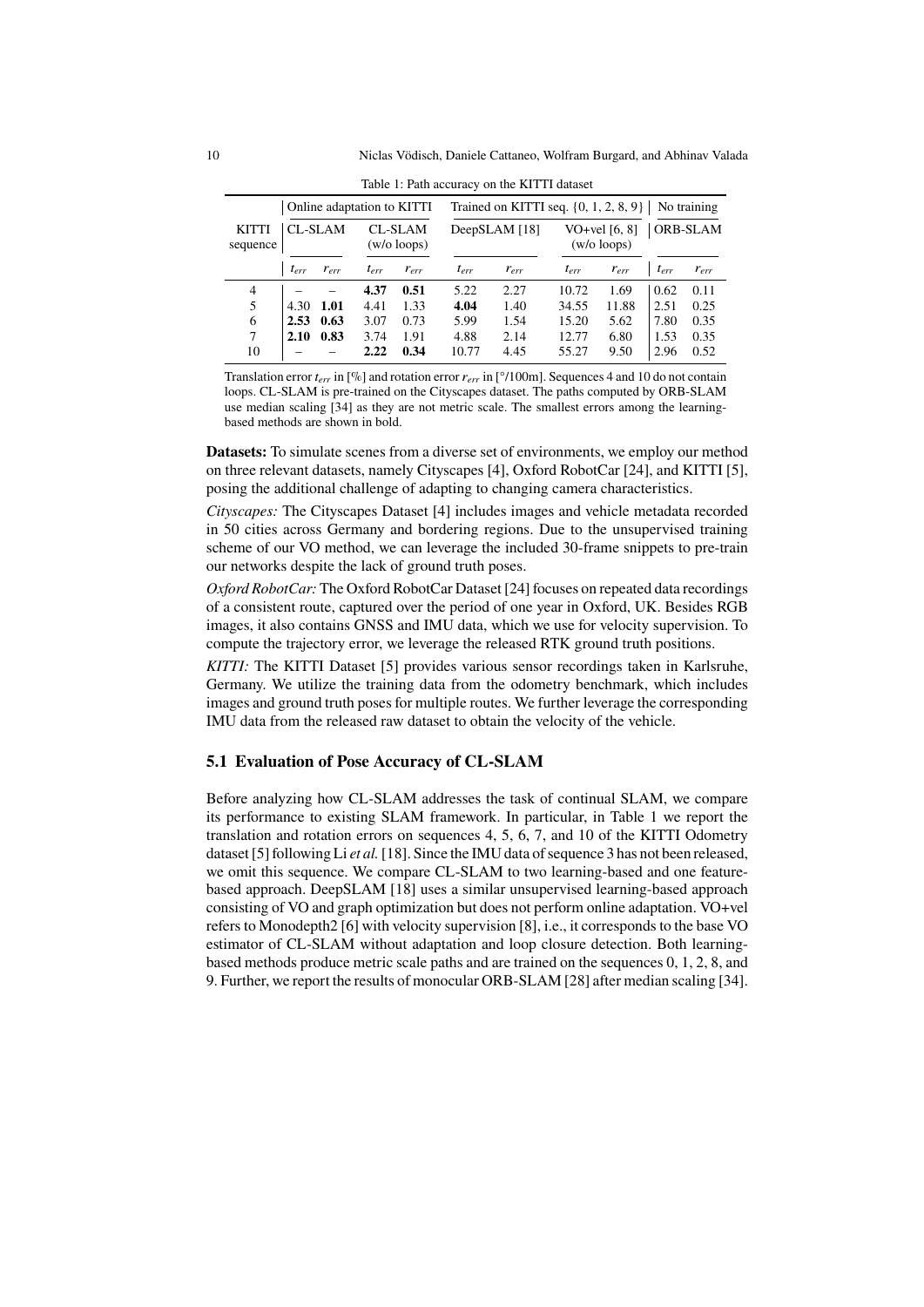Table 1: Path accuracy on the KITTI dataset

| KITTI sequence | Online adaptation to KITTI | | | | Trained on KITTI seq. {0, 1, 2, 8, 9} | | | | No training | |
|---|---|---|---|---|---|---|---|---|---|---|
| | CL-SLAM | | CL-SLAM (w/o loops) | | DeepSLAM [18] | | VO+vel [6, 8] (w/o loops) | | ORB-SLAM | |
| | $t_{err}$ | $r_{err}$ | $t_{err}$ | $r_{err}$ | $t_{err}$ | $r_{err}$ | $t_{err}$ | $r_{err}$ | $t_{err}$ | $r_{err}$ |
| 4 | – | – | **4.37** | **0.51** | 5.22 | 2.27 | 10.72 | 1.69 | 0.62 | 0.11 |
| 5 | 4.30 | **1.01** | 4.41 | 1.33 | **4.04** | 1.40 | 34.55 | 11.88 | 2.51 | 0.25 |
| 6 | **2.53** | **0.63** | 3.07 | 0.73 | 5.99 | 1.54 | 15.20 | 5.62 | 7.80 | 0.35 |
| 7 | **2.10** | **0.83** | 3.74 | 1.91 | 4.88 | 2.14 | 12.77 | 6.80 | 1.53 | 0.35 |
| 10 | – | – | **2.22** | **0.34** | 10.77 | 4.45 | 55.27 | 9.50 | 2.96 | 0.52 |

Translation error $t_{err}$ in [%] and rotation error $r_{err}$ in [°/100m]. Sequences 4 and 10 do not contain loops. CL-SLAM is pre-trained on the Cityscapes dataset. The paths computed by ORB-SLAM use median scaling [34] as they are not metric scale. The smallest errors among the learning-based methods are shown in bold.

**Datasets:** To simulate scenes from a diverse set of environments, we employ our method on three relevant datasets, namely Cityscapes [4], Oxford RobotCar [24], and KITTI [5], posing the additional challenge of adapting to changing camera characteristics.

*Cityscapes:* The Cityscapes Dataset [4] includes images and vehicle metadata recorded in 50 cities across Germany and bordering regions. Due to the unsupervised training scheme of our VO method, we can leverage the included 30-frame snippets to pre-train our networks despite the lack of ground truth poses.

*Oxford RobotCar:* The Oxford RobotCar Dataset [24] focuses on repeated data recordings of a consistent route, captured over the period of one year in Oxford, UK. Besides RGB images, it also contains GNSS and IMU data, which we use for velocity supervision. To compute the trajectory error, we leverage the released RTK ground truth positions.

*KITTI:* The KITTI Dataset [5] provides various sensor recordings taken in Karlsruhe, Germany. We utilize the training data from the odometry benchmark, which includes images and ground truth poses for multiple routes. We further leverage the corresponding IMU data from the released raw dataset to obtain the velocity of the vehicle.

### 5.1 Evaluation of Pose Accuracy of CL-SLAM

Before analyzing how CL-SLAM addresses the task of continual SLAM, we compare its performance to existing SLAM framework. In particular, in Table 1 we report the translation and rotation errors on sequences 4, 5, 6, 7, and 10 of the KITTI Odometry dataset [5] following Li *et al.* [18]. Since the IMU data of sequence 3 has not been released, we omit this sequence. We compare CL-SLAM to two learning-based and one feature-based approach. DeepSLAM [18] uses a similar unsupervised learning-based approach consisting of VO and graph optimization but does not perform online adaptation. VO+vel refers to Monodepth2 [6] with velocity supervision [8], i.e., it corresponds to the base VO estimator of CL-SLAM without adaptation and loop closure detection. Both learning-based methods produce metric scale paths and are trained on the sequences 0, 1, 2, 8, and 9. Further, we report the results of monocular ORB-SLAM [28] after median scaling [34].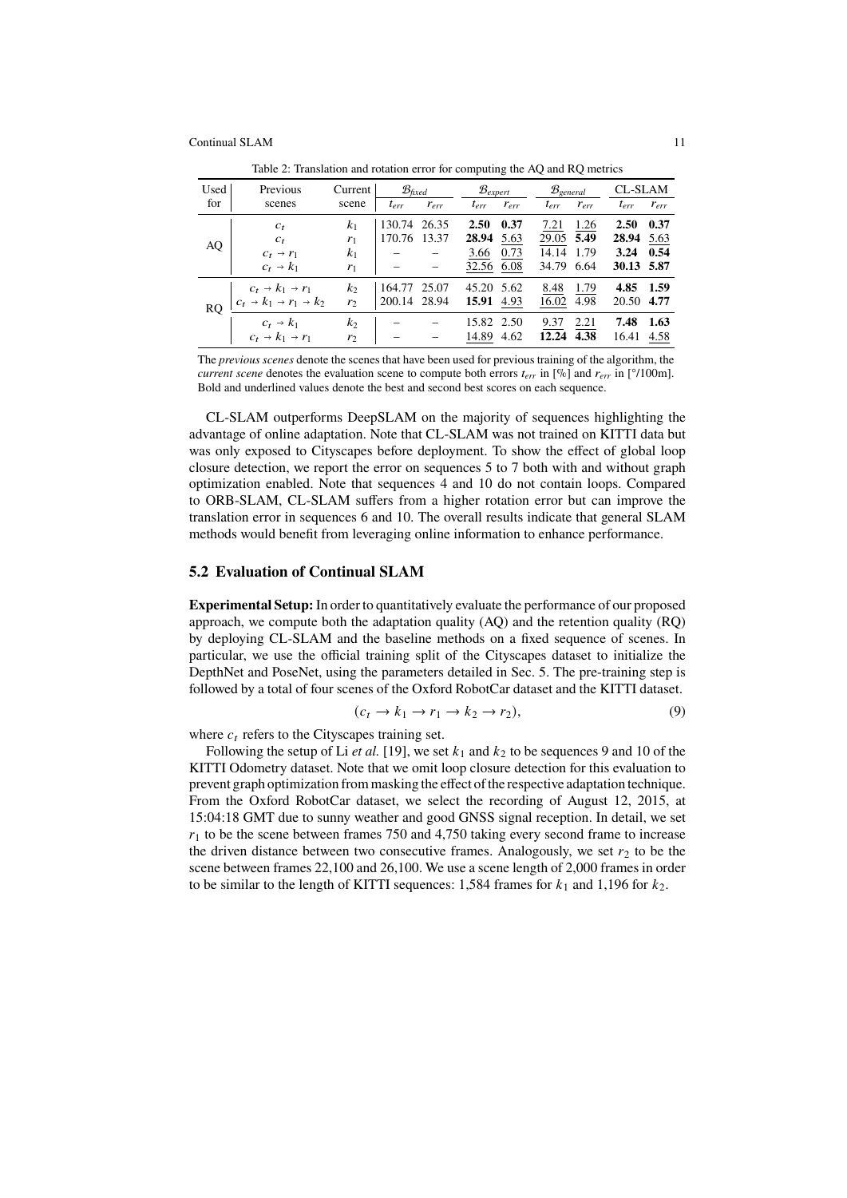Table 2: Translation and rotation error for computing the AQ and RQ metrics

| Used for | Previous scenes | Current scene | $\mathcal{B}_{fixed}$ |  | $\mathcal{B}_{expert}$ |  | $\mathcal{B}_{general}$ |  | CL-SLAM |  |
|---|---|---|---|---|---|---|---|---|---|---|
|  |  |  | $t_{err}$ | $r_{err}$ | $t_{err}$ | $r_{err}$ | $t_{err}$ | $r_{err}$ | $t_{err}$ | $r_{err}$ |
| AQ | $c_t$ | $k_1$ | 130.74 | 26.35 | **2.50** | **0.37** | <u>7.21</u> | <u>1.26</u> | **2.50** | **0.37** |
|  | $c_t$ | $r_1$ | 170.76 | 13.37 | **28.94** | <u>5.63</u> | <u>29.05</u> | **5.49** | **28.94** | <u>5.63</u> |
|  | $c_t \rightarrow r_1$ | $k_1$ | – | – | <u>3.66</u> | <u>0.73</u> | 14.14 | 1.79 | **3.24** | **0.54** |
|  | $c_t \rightarrow k_1$ | $r_1$ | – | – | <u>32.56</u> | <u>6.08</u> | 34.79 | 6.64 | **30.13** | **5.87** |
| RQ | $c_t \rightarrow k_1 \rightarrow r_1$ | $k_2$ | 164.77 | 25.07 | 45.20 | 5.62 | <u>8.48</u> | <u>1.79</u> | **4.85** | **1.59** |
|  | $c_t \rightarrow k_1 \rightarrow r_1 \rightarrow k_2$ | $r_2$ | 200.14 | 28.94 | **15.91** | <u>4.93</u> | <u>16.02</u> | 4.98 | 20.50 | **4.77** |
|  | $c_t \rightarrow k_1$ | $k_2$ | – | – | 15.82 | 2.50 | <u>9.37</u> | <u>2.21</u> | **7.48** | **1.63** |
|  | $c_t \rightarrow k_1 \rightarrow r_1$ | $r_2$ | – | – | <u>14.89</u> | 4.62 | **12.24** | **4.38** | 16.41 | <u>4.58</u> |

The *previous scenes* denote the scenes that have been used for previous training of the algorithm, the *current scene* denotes the evaluation scene to compute both errors $t_{err}$ in [%] and $r_{err}$ in [°/100m]. Bold and underlined values denote the best and second best scores on each sequence.

CL-SLAM outperforms DeepSLAM on the majority of sequences highlighting the advantage of online adaptation. Note that CL-SLAM was not trained on KITTI data but was only exposed to Cityscapes before deployment. To show the effect of global loop closure detection, we report the error on sequences 5 to 7 both with and without graph optimization enabled. Note that sequences 4 and 10 do not contain loops. Compared to ORB-SLAM, CL-SLAM suffers from a higher rotation error but can improve the translation error in sequences 6 and 10. The overall results indicate that general SLAM methods would benefit from leveraging online information to enhance performance.

### 5.2 Evaluation of Continual SLAM

**Experimental Setup:** In order to quantitatively evaluate the performance of our proposed approach, we compute both the adaptation quality (AQ) and the retention quality (RQ) by deploying CL-SLAM and the baseline methods on a fixed sequence of scenes. In particular, we use the official training split of the Cityscapes dataset to initialize the DepthNet and PoseNet, using the parameters detailed in Sec. 5. The pre-training step is followed by a total of four scenes of the Oxford RobotCar dataset and the KITTI dataset.

$$(c_t \rightarrow k_1 \rightarrow r_1 \rightarrow k_2 \rightarrow r_2), \tag{9}$$

where $c_t$ refers to the Cityscapes training set.

Following the setup of Li *et al.* [19], we set $k_1$ and $k_2$ to be sequences 9 and 10 of the KITTI Odometry dataset. Note that we omit loop closure detection for this evaluation to prevent graph optimization from masking the effect of the respective adaptation technique. From the Oxford RobotCar dataset, we select the recording of August 12, 2015, at 15:04:18 GMT due to sunny weather and good GNSS signal reception. In detail, we set $r_1$ to be the scene between frames 750 and 4,750 taking every second frame to increase the driven distance between two consecutive frames. Analogously, we set $r_2$ to be the scene between frames 22,100 and 26,100. We use a scene length of 2,000 frames in order to be similar to the length of KITTI sequences: 1,584 frames for $k_1$ and 1,196 for $k_2$.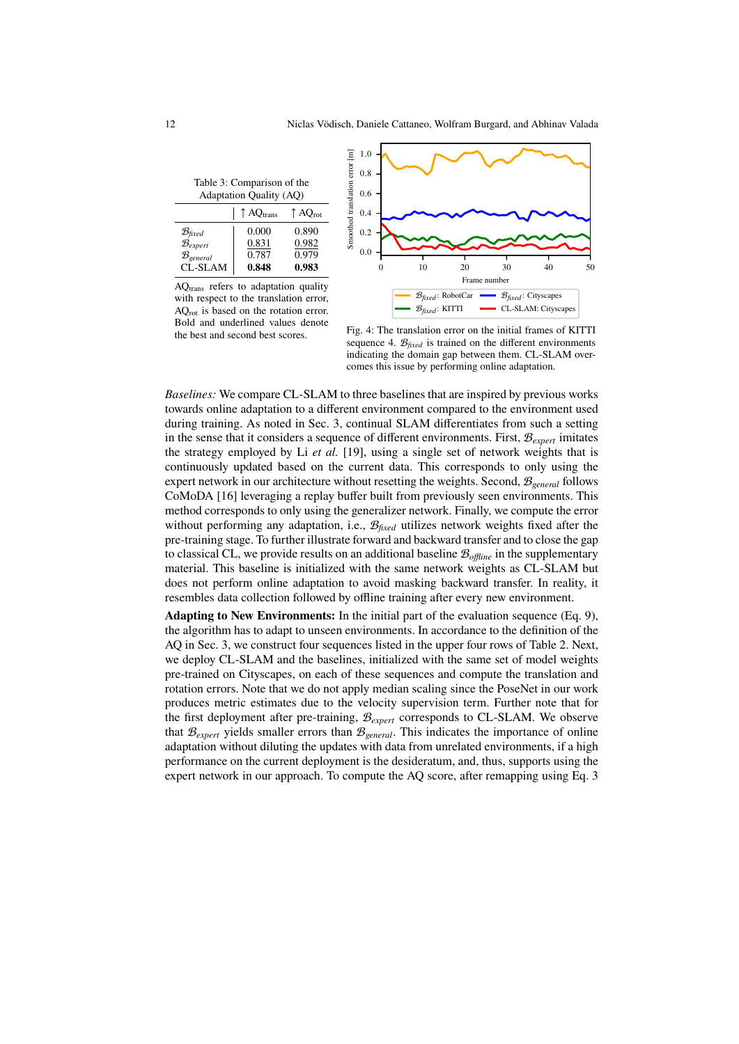Table 3: Comparison of the Adaptation Quality (AQ)

| | ↑ $AQ_{trans}$ | ↑ $AQ_{rot}$ |
|---|---|---|
| $\mathcal{B}_{fixed}$ | 0.000 | 0.890 |
| $\mathcal{B}_{expert}$ | 0.831 | 0.982 |
| $\mathcal{B}_{general}$ | 0.787 | 0.979 |
| CL-SLAM | **0.848** | **0.983** |

$AQ_{trans}$ refers to adaptation quality with respect to the translation error, $AQ_{rot}$ is based on the rotation error. Bold and underlined values denote the best and second best scores.

Fig. 4: The translation error on the initial frames of KITTI sequence 4. $\mathcal{B}_{fixed}$ is trained on the different environments indicating the domain gap between them. CL-SLAM overcomes this issue by performing online adaptation.

*Baselines:* We compare CL-SLAM to three baselines that are inspired by previous works towards online adaptation to a different environment compared to the environment used during training. As noted in Sec. 3, continual SLAM differentiates from such a setting in the sense that it considers a sequence of different environments. First, $\mathcal{B}_{expert}$ imitates the strategy employed by Li *et al.* [19], using a single set of network weights that is continuously updated based on the current data. This corresponds to only using the expert network in our architecture without resetting the weights. Second, $\mathcal{B}_{general}$ follows CoMoDA [16] leveraging a replay buffer built from previously seen environments. This method corresponds to only using the generalizer network. Finally, we compute the error without performing any adaptation, i.e., $\mathcal{B}_{fixed}$ utilizes network weights fixed after the pre-training stage. To further illustrate forward and backward transfer and to close the gap to classical CL, we provide results on an additional baseline $\mathcal{B}_{offline}$ in the supplementary material. This baseline is initialized with the same network weights as CL-SLAM but does not perform online adaptation to avoid masking backward transfer. In reality, it resembles data collection followed by offline training after every new environment.

**Adapting to New Environments:** In the initial part of the evaluation sequence (Eq. 9), the algorithm has to adapt to unseen environments. In accordance to the definition of the AQ in Sec. 3, we construct four sequences listed in the upper four rows of Table 2. Next, we deploy CL-SLAM and the baselines, initialized with the same set of model weights pre-trained on Cityscapes, on each of these sequences and compute the translation and rotation errors. Note that we do not apply median scaling since the PoseNet in our work produces metric estimates due to the velocity supervision term. Further note that for the first deployment after pre-training, $\mathcal{B}_{expert}$ corresponds to CL-SLAM. We observe that $\mathcal{B}_{expert}$ yields smaller errors than $\mathcal{B}_{general}$. This indicates the importance of online adaptation without diluting the updates with data from unrelated environments, if a high performance on the current deployment is the desideratum, and, thus, supports using the expert network in our approach. To compute the AQ score, after remapping using Eq. 3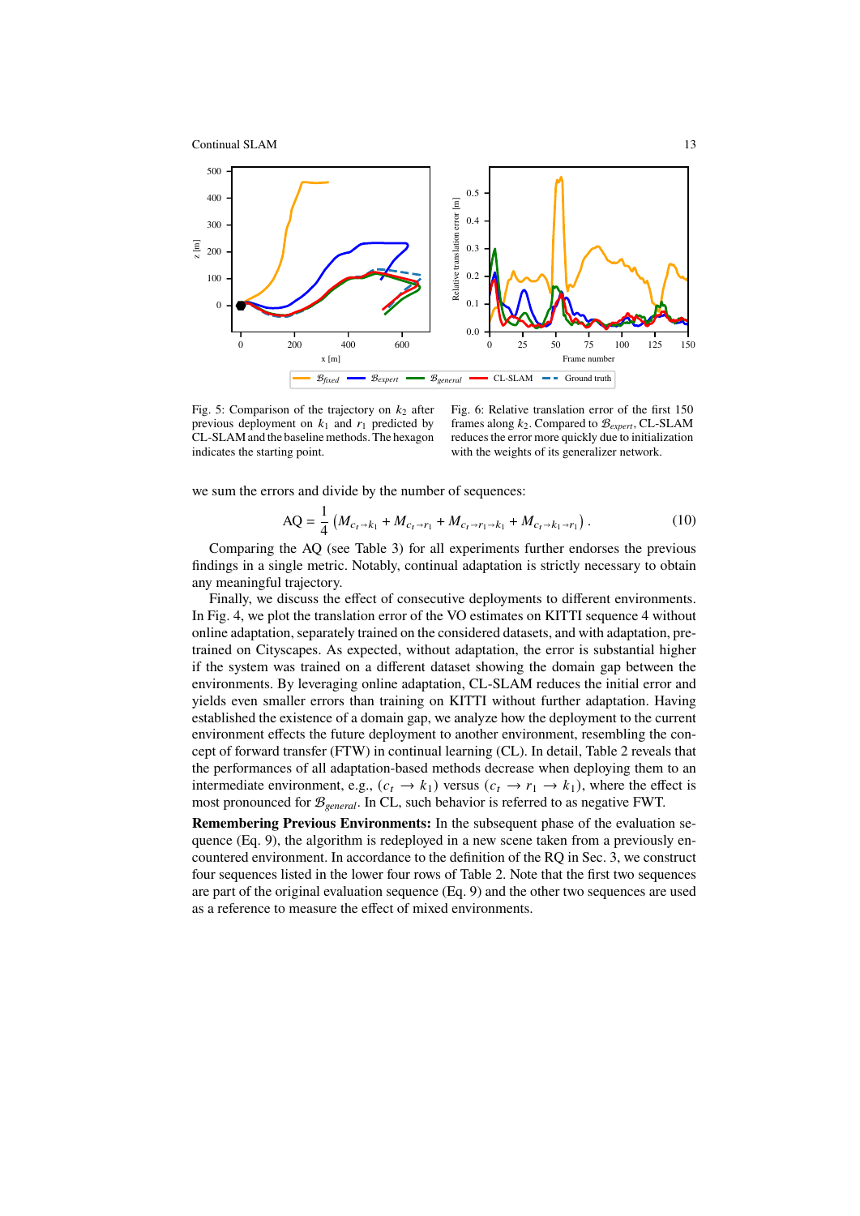Fig. 5: Comparison of the trajectory on $k_2$ after previous deployment on $k_1$ and $r_1$ predicted by CL-SLAM and the baseline methods. The hexagon indicates the starting point.

Fig. 6: Relative translation error of the first 150 frames along $k_2$. Compared to $\mathcal{B}_{expert}$, CL-SLAM reduces the error more quickly due to initialization with the weights of its generalizer network.

we sum the errors and divide by the number of sequences:

$$\mathrm{AQ} = \frac{1}{4}\left(M_{c_t \to k_1} + M_{c_t \to r_1} + M_{c_t \to r_1 \to k_1} + M_{c_t \to k_1 \to r_1}\right). \tag{10}$$

Comparing the AQ (see Table 3) for all experiments further endorses the previous findings in a single metric. Notably, continual adaptation is strictly necessary to obtain any meaningful trajectory.

Finally, we discuss the effect of consecutive deployments to different environments. In Fig. 4, we plot the translation error of the VO estimates on KITTI sequence 4 without online adaptation, separately trained on the considered datasets, and with adaptation, pre-trained on Cityscapes. As expected, without adaptation, the error is substantial higher if the system was trained on a different dataset showing the domain gap between the environments. By leveraging online adaptation, CL-SLAM reduces the initial error and yields even smaller errors than training on KITTI without further adaptation. Having established the existence of a domain gap, we analyze how the deployment to the current environment effects the future deployment to another environment, resembling the concept of forward transfer (FTW) in continual learning (CL). In detail, Table 2 reveals that the performances of all adaptation-based methods decrease when deploying them to an intermediate environment, e.g., $(c_t \to k_1)$ versus $(c_t \to r_1 \to k_1)$, where the effect is most pronounced for $\mathcal{B}_{general}$. In CL, such behavior is referred to as negative FWT.

**Remembering Previous Environments:** In the subsequent phase of the evaluation sequence (Eq. 9), the algorithm is redeployed in a new scene taken from a previously encountered environment. In accordance to the definition of the RQ in Sec. 3, we construct four sequences listed in the lower four rows of Table 2. Note that the first two sequences are part of the original evaluation sequence (Eq. 9) and the other two sequences are used as a reference to measure the effect of mixed environments.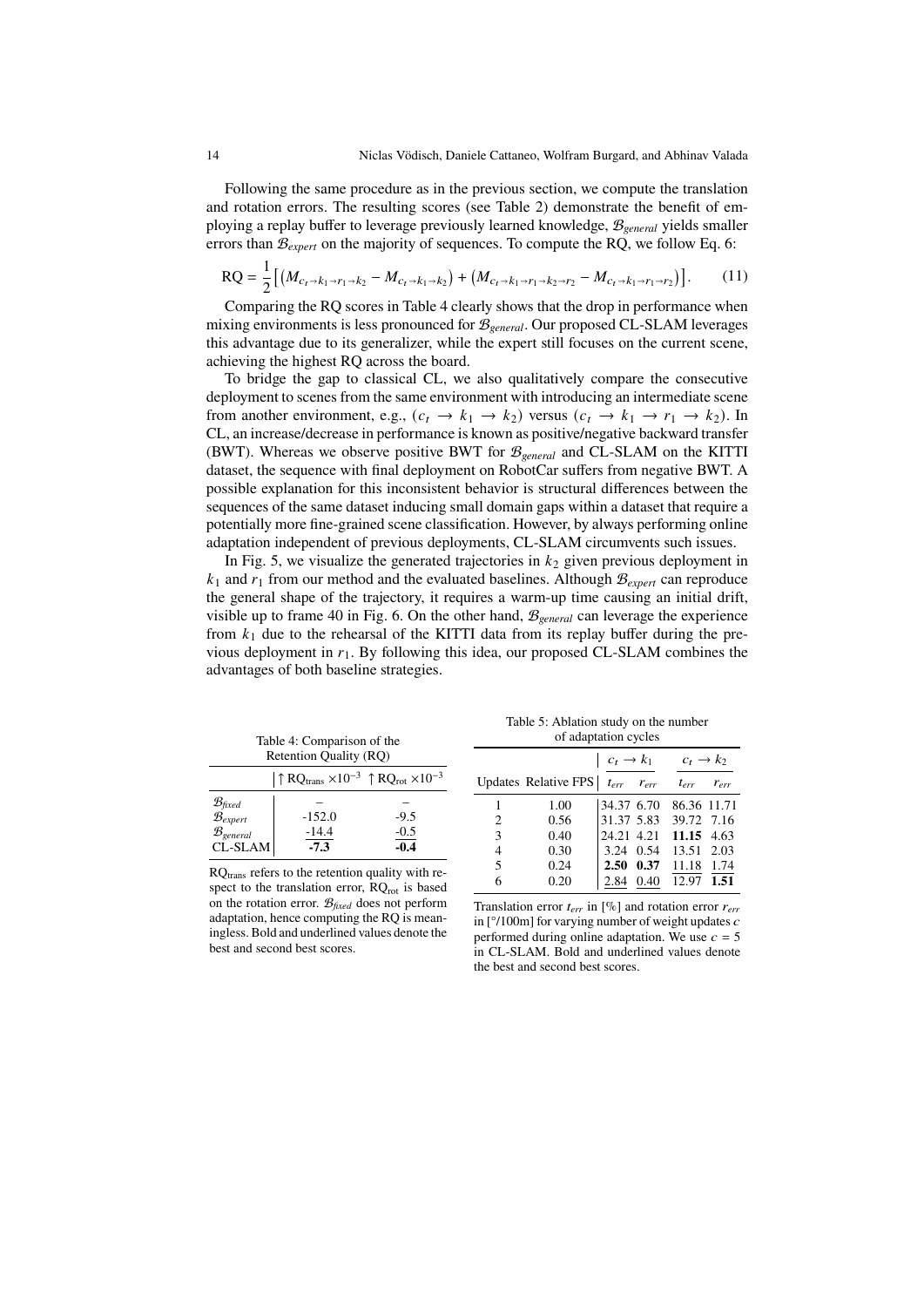Following the same procedure as in the previous section, we compute the translation and rotation errors. The resulting scores (see Table 2) demonstrate the benefit of employing a replay buffer to leverage previously learned knowledge, $\mathcal{B}_{general}$ yields smaller errors than $\mathcal{B}_{expert}$ on the majority of sequences. To compute the RQ, we follow Eq. 6:

$$\text{RQ} = \frac{1}{2}\left[\left(M_{c_t \to k_1 \to r_1 \to k_2} - M_{c_t \to k_1 \to k_2}\right) + \left(M_{c_t \to k_1 \to r_1 \to k_2 \to r_2} - M_{c_t \to k_1 \to r_1 \to r_2}\right)\right]. \tag{11}$$

Comparing the RQ scores in Table 4 clearly shows that the drop in performance when mixing environments is less pronounced for $\mathcal{B}_{general}$. Our proposed CL-SLAM leverages this advantage due to its generalizer, while the expert still focuses on the current scene, achieving the highest RQ across the board.

To bridge the gap to classical CL, we also qualitatively compare the consecutive deployment to scenes from the same environment with introducing an intermediate scene from another environment, e.g., $(c_t \to k_1 \to k_2)$ versus $(c_t \to k_1 \to r_1 \to k_2)$. In CL, an increase/decrease in performance is known as positive/negative backward transfer (BWT). Whereas we observe positive BWT for $\mathcal{B}_{general}$ and CL-SLAM on the KITTI dataset, the sequence with final deployment on RobotCar suffers from negative BWT. A possible explanation for this inconsistent behavior is structural differences between the sequences of the same dataset inducing small domain gaps within a dataset that require a potentially more fine-grained scene classification. However, by always performing online adaptation independent of previous deployments, CL-SLAM circumvents such issues.

In Fig. 5, we visualize the generated trajectories in $k_2$ given previous deployment in $k_1$ and $r_1$ from our method and the evaluated baselines. Although $\mathcal{B}_{expert}$ can reproduce the general shape of the trajectory, it requires a warm-up time causing an initial drift, visible up to frame 40 in Fig. 6. On the other hand, $\mathcal{B}_{general}$ can leverage the experience from $k_1$ due to the rehearsal of the KITTI data from its replay buffer during the previous deployment in $r_1$. By following this idea, our proposed CL-SLAM combines the advantages of both baseline strategies.

Table 4: Comparison of the Retention Quality (RQ)

| | $\uparrow$ RQ$_{\text{trans}}$ $\times 10^{-3}$ | $\uparrow$ RQ$_{\text{rot}}$ $\times 10^{-3}$ |
|---|---|---|
| $\mathcal{B}_{fixed}$ | – | – |
| $\mathcal{B}_{expert}$ | -152.0 | -9.5 |
| $\mathcal{B}_{general}$ | <u>-14.4</u> | <u>-0.5</u> |
| CL-SLAM | **-7.3** | **-0.4** |

RQ$_{\text{trans}}$ refers to the retention quality with respect to the translation error, RQ$_{\text{rot}}$ is based on the rotation error. $\mathcal{B}_{fixed}$ does not perform adaptation, hence computing the RQ is meaningless. Bold and underlined values denote the best and second best scores.

Table 5: Ablation study on the number of adaptation cycles

| | | $c_t \to k_1$ | | $c_t \to k_2$ | |
|---|---|---|---|---|---|
| Updates | Relative FPS | $t_{err}$ | $r_{err}$ | $t_{err}$ | $r_{err}$ |
| 1 | 1.00 | 34.37 | 6.70 | 86.36 | 11.71 |
| 2 | 0.56 | 31.37 | 5.83 | 39.72 | 7.16 |
| 3 | 0.40 | 24.21 | 4.21 | **11.15** | 4.63 |
| 4 | 0.30 | 3.24 | 0.54 | 13.51 | 2.03 |
| 5 | 0.24 | **2.50** | **0.37** | <u>11.18</u> | <u>1.74</u> |
| 6 | 0.20 | <u>2.84</u> | <u>0.40</u> | 12.97 | **1.51** |

Translation error $t_{err}$ in [%] and rotation error $r_{err}$ in [°/100m] for varying number of weight updates $c$ performed during online adaptation. We use $c = 5$ in CL-SLAM. Bold and underlined values denote the best and second best scores.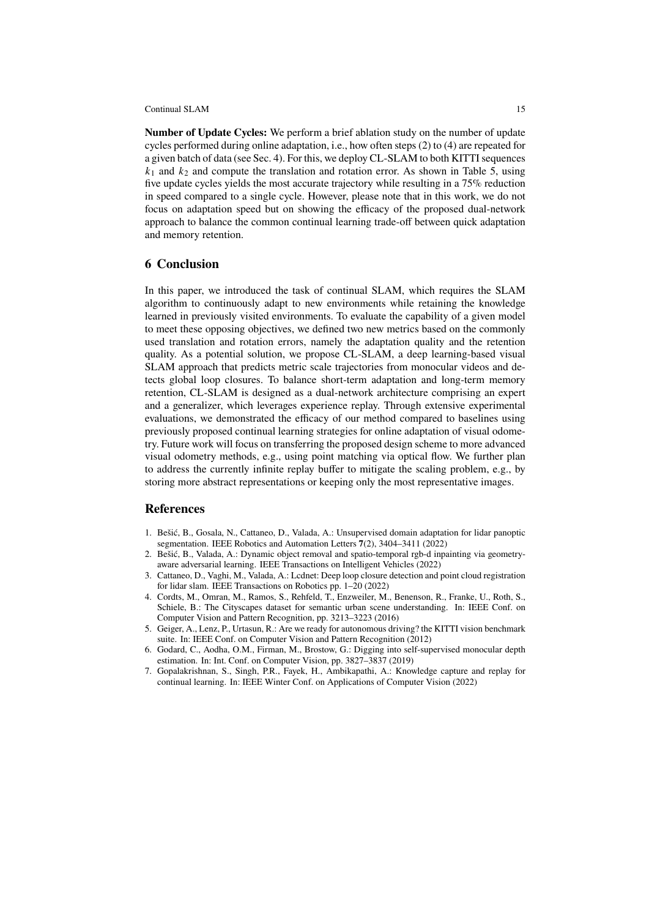**Number of Update Cycles:** We perform a brief ablation study on the number of update cycles performed during online adaptation, i.e., how often steps (2) to (4) are repeated for a given batch of data (see Sec. 4). For this, we deploy CL-SLAM to both KITTI sequences $k_1$ and $k_2$ and compute the translation and rotation error. As shown in Table 5, using five update cycles yields the most accurate trajectory while resulting in a 75% reduction in speed compared to a single cycle. However, please note that in this work, we do not focus on adaptation speed but on showing the efficacy of the proposed dual-network approach to balance the common continual learning trade-off between quick adaptation and memory retention.

## 6 Conclusion

In this paper, we introduced the task of continual SLAM, which requires the SLAM algorithm to continuously adapt to new environments while retaining the knowledge learned in previously visited environments. To evaluate the capability of a given model to meet these opposing objectives, we defined two new metrics based on the commonly used translation and rotation errors, namely the adaptation quality and the retention quality. As a potential solution, we propose CL-SLAM, a deep learning-based visual SLAM approach that predicts metric scale trajectories from monocular videos and detects global loop closures. To balance short-term adaptation and long-term memory retention, CL-SLAM is designed as a dual-network architecture comprising an expert and a generalizer, which leverages experience replay. Through extensive experimental evaluations, we demonstrated the efficacy of our method compared to baselines using previously proposed continual learning strategies for online adaptation of visual odometry. Future work will focus on transferring the proposed design scheme to more advanced visual odometry methods, e.g., using point matching via optical flow. We further plan to address the currently infinite replay buffer to mitigate the scaling problem, e.g., by storing more abstract representations or keeping only the most representative images.

## References

1. Bešić, B., Gosala, N., Cattaneo, D., Valada, A.: Unsupervised domain adaptation for lidar panoptic segmentation. IEEE Robotics and Automation Letters **7**(2), 3404–3411 (2022)
2. Bešić, B., Valada, A.: Dynamic object removal and spatio-temporal rgb-d inpainting via geometry-aware adversarial learning. IEEE Transactions on Intelligent Vehicles (2022)
3. Cattaneo, D., Vaghi, M., Valada, A.: Lcdnet: Deep loop closure detection and point cloud registration for lidar slam. IEEE Transactions on Robotics pp. 1–20 (2022)
4. Cordts, M., Omran, M., Ramos, S., Rehfeld, T., Enzweiler, M., Benenson, R., Franke, U., Roth, S., Schiele, B.: The Cityscapes dataset for semantic urban scene understanding. In: IEEE Conf. on Computer Vision and Pattern Recognition, pp. 3213–3223 (2016)
5. Geiger, A., Lenz, P., Urtasun, R.: Are we ready for autonomous driving? the KITTI vision benchmark suite. In: IEEE Conf. on Computer Vision and Pattern Recognition (2012)
6. Godard, C., Aodha, O.M., Firman, M., Brostow, G.: Digging into self-supervised monocular depth estimation. In: Int. Conf. on Computer Vision, pp. 3827–3837 (2019)
7. Gopalakrishnan, S., Singh, P.R., Fayek, H., Ambikapathi, A.: Knowledge capture and replay for continual learning. In: IEEE Winter Conf. on Applications of Computer Vision (2022)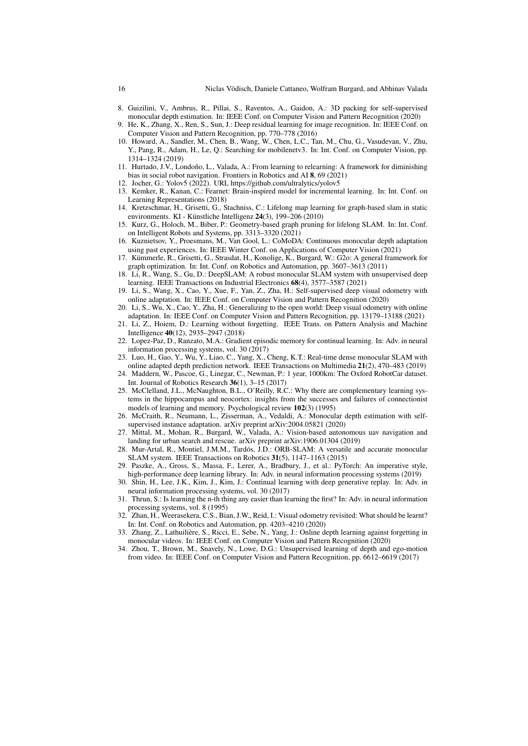8. Guizilini, V., Ambruș, R., Pillai, S., Raventos, A., Gaidon, A.: 3D packing for self-supervised monocular depth estimation. In: IEEE Conf. on Computer Vision and Pattern Recognition (2020)
9. He, K., Zhang, X., Ren, S., Sun, J.: Deep residual learning for image recognition. In: IEEE Conf. on Computer Vision and Pattern Recognition, pp. 770–778 (2016)
10. Howard, A., Sandler, M., Chen, B., Wang, W., Chen, L.C., Tan, M., Chu, G., Vasudevan, V., Zhu, Y., Pang, R., Adam, H., Le, Q.: Searching for mobilenetv3. In: Int. Conf. on Computer Vision, pp. 1314–1324 (2019)
11. Hurtado, J.V., Londoño, L., Valada, A.: From learning to relearning: A framework for diminishing bias in social robot navigation. Frontiers in Robotics and AI **8**, 69 (2021)
12. Jocher, G.: Yolov5 (2022). URL https://github.com/ultralytics/yolov5
13. Kemker, R., Kanan, C.: Fearnet: Brain-inspired model for incremental learning. In: Int. Conf. on Learning Representations (2018)
14. Kretzschmar, H., Grisetti, G., Stachniss, C.: Lifelong map learning for graph-based slam in static environments. KI - Künstliche Intelligenz **24**(3), 199–206 (2010)
15. Kurz, G., Holoch, M., Biber, P.: Geometry-based graph pruning for lifelong SLAM. In: Int. Conf. on Intelligent Robots and Systems, pp. 3313–3320 (2021)
16. Kuznietsov, Y., Proesmans, M., Van Gool, L.: CoMoDA: Continuous monocular depth adaptation using past experiences. In: IEEE Winter Conf. on Applications of Computer Vision (2021)
17. Kümmerle, R., Grisetti, G., Strasdat, H., Konolige, K., Burgard, W.: G2o: A general framework for graph optimization. In: Int. Conf. on Robotics and Automation, pp. 3607–3613 (2011)
18. Li, R., Wang, S., Gu, D.: DeepSLAM: A robust monocular SLAM system with unsupervised deep learning. IEEE Transactions on Industrial Electronics **68**(4), 3577–3587 (2021)
19. Li, S., Wang, X., Cao, Y., Xue, F., Yan, Z., Zha, H.: Self-supervised deep visual odometry with online adaptation. In: IEEE Conf. on Computer Vision and Pattern Recognition (2020)
20. Li, S., Wu, X., Cao, Y., Zha, H.: Generalizing to the open world: Deep visual odometry with online adaptation. In: IEEE Conf. on Computer Vision and Pattern Recognition, pp. 13179–13188 (2021)
21. Li, Z., Hoiem, D.: Learning without forgetting. IEEE Trans. on Pattern Analysis and Machine Intelligence **40**(12), 2935–2947 (2018)
22. Lopez-Paz, D., Ranzato, M.A.: Gradient episodic memory for continual learning. In: Adv. in neural information processing systems, vol. 30 (2017)
23. Luo, H., Gao, Y., Wu, Y., Liao, C., Yang, X., Cheng, K.T.: Real-time dense monocular SLAM with online adapted depth prediction network. IEEE Transactions on Multimedia **21**(2), 470–483 (2019)
24. Maddern, W., Pascoe, G., Linegar, C., Newman, P.: 1 year, 1000km: The Oxford RobotCar dataset. Int. Journal of Robotics Research **36**(1), 3–15 (2017)
25. McClelland, J.L., McNaughton, B.L., O'Reilly, R.C.: Why there are complementary learning systems in the hippocampus and neocortex: insights from the successes and failures of connectionist models of learning and memory. Psychological review **102**(3) (1995)
26. McCraith, R., Neumann, L., Zisserman, A., Vedaldi, A.: Monocular depth estimation with self-supervised instance adaptation. arXiv preprint arXiv:2004.05821 (2020)
27. Mittal, M., Mohan, R., Burgard, W., Valada, A.: Vision-based autonomous uav navigation and landing for urban search and rescue. arXiv preprint arXiv:1906.01304 (2019)
28. Mur-Artal, R., Montiel, J.M.M., Tardós, J.D.: ORB-SLAM: A versatile and accurate monocular SLAM system. IEEE Transactions on Robotics **31**(5), 1147–1163 (2015)
29. Paszke, A., Gross, S., Massa, F., Lerer, A., Bradbury, J., et al.: PyTorch: An imperative style, high-performance deep learning library. In: Adv. in neural information processing systems (2019)
30. Shin, H., Lee, J.K., Kim, J., Kim, J.: Continual learning with deep generative replay. In: Adv. in neural information processing systems, vol. 30 (2017)
31. Thrun, S.: Is learning the n-th thing any easier than learning the first? In: Adv. in neural information processing systems, vol. 8 (1995)
32. Zhan, H., Weerasekera, C.S., Bian, J.W., Reid, I.: Visual odometry revisited: What should be learnt? In: Int. Conf. on Robotics and Automation, pp. 4203–4210 (2020)
33. Zhang, Z., Lathuilière, S., Ricci, E., Sebe, N., Yang, J.: Online depth learning against forgetting in monocular videos. In: IEEE Conf. on Computer Vision and Pattern Recognition (2020)
34. Zhou, T., Brown, M., Snavely, N., Lowe, D.G.: Unsupervised learning of depth and ego-motion from video. In: IEEE Conf. on Computer Vision and Pattern Recognition, pp. 6612–6619 (2017)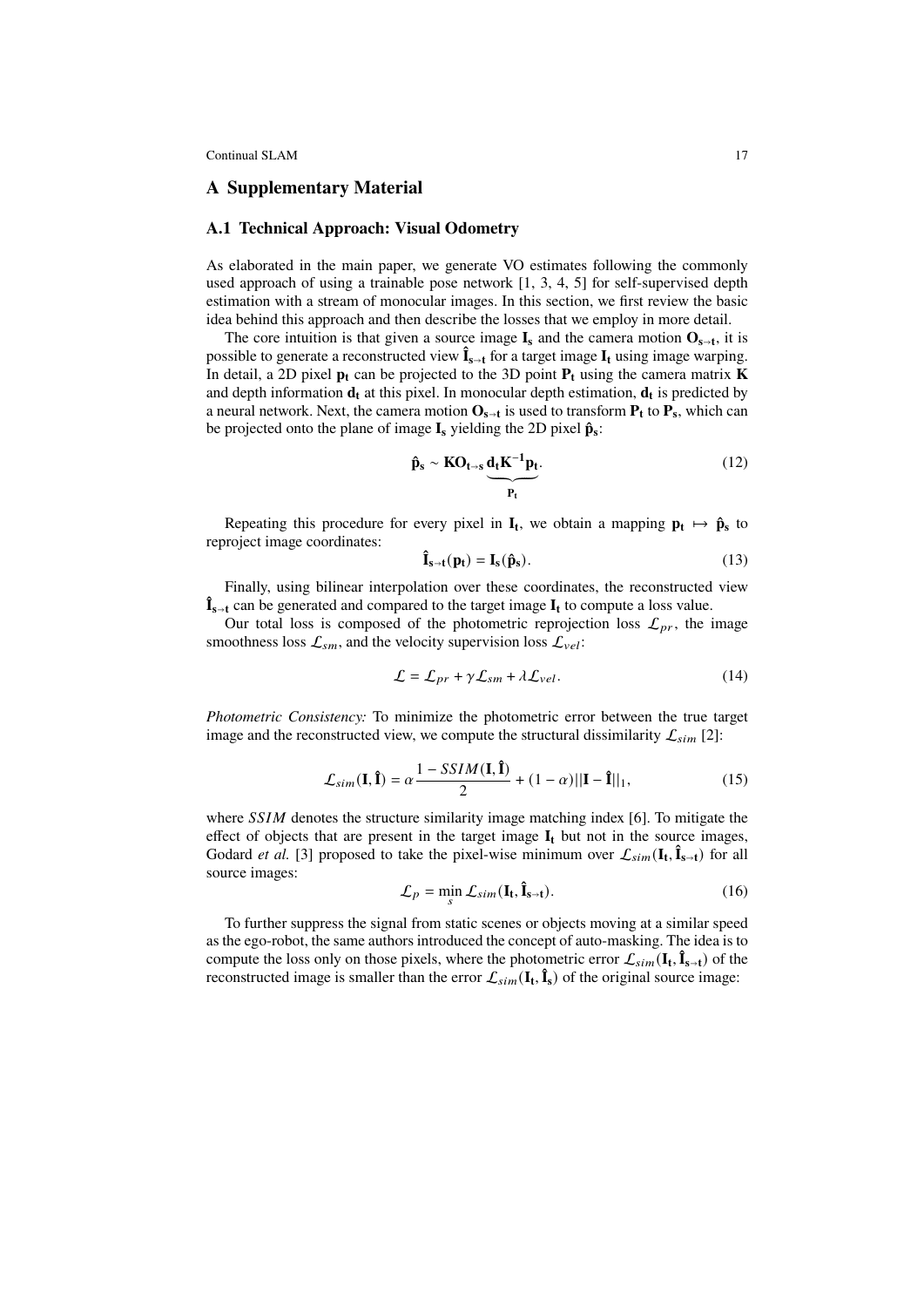## A Supplementary Material

### A.1 Technical Approach: Visual Odometry

As elaborated in the main paper, we generate VO estimates following the commonly used approach of using a trainable pose network [1, 3, 4, 5] for self-supervised depth estimation with a stream of monocular images. In this section, we first review the basic idea behind this approach and then describe the losses that we employ in more detail.

The core intuition is that given a source image $\mathbf{I_s}$ and the camera motion $\mathbf{O_{s \to t}}$, it is possible to generate a reconstructed view $\mathbf{\hat{I}_{s \to t}}$ for a target image $\mathbf{I_t}$ using image warping. In detail, a 2D pixel $\mathbf{p_t}$ can be projected to the 3D point $\mathbf{P_t}$ using the camera matrix $\mathbf{K}$ and depth information $\mathbf{d_t}$ at this pixel. In monocular depth estimation, $\mathbf{d_t}$ is predicted by a neural network. Next, the camera motion $\mathbf{O_{s \to t}}$ is used to transform $\mathbf{P_t}$ to $\mathbf{P_s}$, which can be projected onto the plane of image $\mathbf{I_s}$ yielding the 2D pixel $\mathbf{\hat{p}_s}$:

$$\mathbf{\hat{p}_s} \sim \mathbf{K} \mathbf{O_{t \to s}} \underbrace{\mathbf{d_t} \mathbf{K^{-1}} \mathbf{p_t}}_{\mathbf{P_t}}. \tag{12}$$

Repeating this procedure for every pixel in $\mathbf{I_t}$, we obtain a mapping $\mathbf{p_t} \mapsto \mathbf{\hat{p}_s}$ to reproject image coordinates:

$$\mathbf{\hat{I}_{s \to t}}(\mathbf{p_t}) = \mathbf{I_s}(\mathbf{\hat{p}_s}). \tag{13}$$

Finally, using bilinear interpolation over these coordinates, the reconstructed view $\mathbf{\hat{I}_{s \to t}}$ can be generated and compared to the target image $\mathbf{I_t}$ to compute a loss value.

Our total loss is composed of the photometric reprojection loss $\mathcal{L}_{pr}$, the image smoothness loss $\mathcal{L}_{sm}$, and the velocity supervision loss $\mathcal{L}_{vel}$:

$$\mathcal{L} = \mathcal{L}_{pr} + \gamma \mathcal{L}_{sm} + \lambda \mathcal{L}_{vel}. \tag{14}$$

*Photometric Consistency:* To minimize the photometric error between the true target image and the reconstructed view, we compute the structural dissimilarity $\mathcal{L}_{sim}$ [2]:

$$\mathcal{L}_{sim}(\mathbf{I}, \mathbf{\hat{I}}) = \alpha \frac{1 - SSIM(\mathbf{I}, \mathbf{\hat{I}})}{2} + (1 - \alpha) ||\mathbf{I} - \mathbf{\hat{I}}||_1, \tag{15}$$

where $SSIM$ denotes the structure similarity image matching index [6]. To mitigate the effect of objects that are present in the target image $\mathbf{I_t}$ but not in the source images, Godard *et al.* [3] proposed to take the pixel-wise minimum over $\mathcal{L}_{sim}(\mathbf{I_t}, \mathbf{\hat{I}_{s \to t}})$ for all source images:

$$\mathcal{L}_p = \min_s \mathcal{L}_{sim}(\mathbf{I_t}, \mathbf{\hat{I}_{s \to t}}). \tag{16}$$

To further suppress the signal from static scenes or objects moving at a similar speed as the ego-robot, the same authors introduced the concept of auto-masking. The idea is to compute the loss only on those pixels, where the photometric error $\mathcal{L}_{sim}(\mathbf{I_t}, \mathbf{\hat{I}_{s \to t}})$ of the reconstructed image is smaller than the error $\mathcal{L}_{sim}(\mathbf{I_t}, \mathbf{\hat{I}_s})$ of the original source image: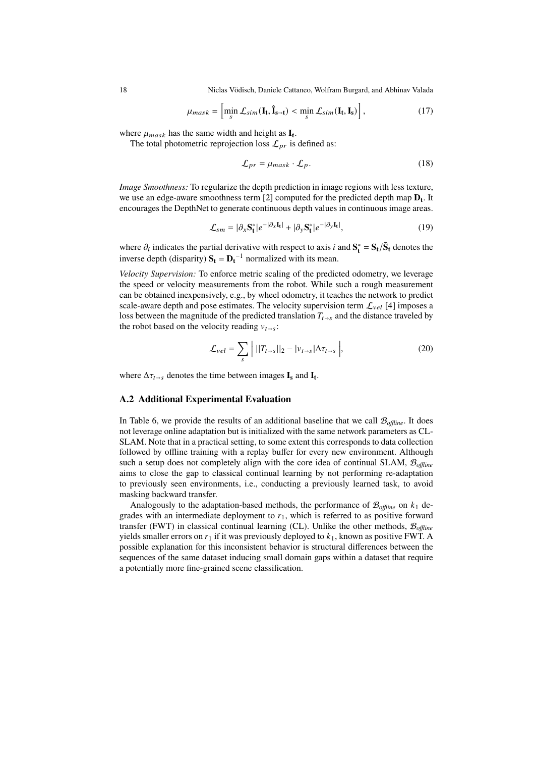$$\mu_{mask} = \left[ \min_s \mathcal{L}_{sim}(\mathbf{I_t}, \hat{\mathbf{I}}_{\mathbf{s}\to\mathbf{t}}) < \min_s \mathcal{L}_{sim}(\mathbf{I_t}, \mathbf{I_s}) \right], \tag{17}$$

where $\mu_{mask}$ has the same width and height as $\mathbf{I_t}$.

The total photometric reprojection loss $\mathcal{L}_{pr}$ is defined as:

$$\mathcal{L}_{pr} = \mu_{mask} \cdot \mathcal{L}_p. \tag{18}$$

*Image Smoothness:* To regularize the depth prediction in image regions with less texture, we use an edge-aware smoothness term [2] computed for the predicted depth map $\mathbf{D_t}$. It encourages the DepthNet to generate continuous depth values in continuous image areas.

$$\mathcal{L}_{sm} = |\partial_x \mathbf{S_t^*}| e^{-|\partial_x \mathbf{I_t}|} + |\partial_y \mathbf{S_t^*}| e^{-|\partial_y \mathbf{I_t}|}, \tag{19}$$

where $\partial_i$ indicates the partial derivative with respect to axis $i$ and $\mathbf{S_t^*} = \mathbf{S_t}/\bar{\mathbf{S}}_\mathbf{t}$ denotes the inverse depth (disparity) $\mathbf{S_t} = \mathbf{D_t}^{-1}$ normalized with its mean.

*Velocity Supervision:* To enforce metric scaling of the predicted odometry, we leverage the speed or velocity measurements from the robot. While such a rough measurement can be obtained inexpensively, e.g., by wheel odometry, it teaches the network to predict scale-aware depth and pose estimates. The velocity supervision term $\mathcal{L}_{vel}$ [4] imposes a loss between the magnitude of the predicted translation $T_{t\to s}$ and the distance traveled by the robot based on the velocity reading $v_{t\to s}$:

$$\mathcal{L}_{vel} = \sum_s \left| \, ||T_{t\to s}||_2 - |v_{t\to s}| \Delta\tau_{t\to s} \, \right|, \tag{20}$$

where $\Delta\tau_{t\to s}$ denotes the time between images $\mathbf{I_s}$ and $\mathbf{I_t}$.

### A.2 Additional Experimental Evaluation

In Table 6, we provide the results of an additional baseline that we call $\mathcal{B}_{offline}$. It does not leverage online adaptation but is initialized with the same network parameters as CL-SLAM. Note that in a practical setting, to some extent this corresponds to data collection followed by offline training with a replay buffer for every new environment. Although such a setup does not completely align with the core idea of continual SLAM, $\mathcal{B}_{offline}$ aims to close the gap to classical continual learning by not performing re-adaptation to previously seen environments, i.e., conducting a previously learned task, to avoid masking backward transfer.

Analogously to the adaptation-based methods, the performance of $\mathcal{B}_{offline}$ on $k_1$ degrades with an intermediate deployment to $r_1$, which is referred to as positive forward transfer (FWT) in classical continual learning (CL). Unlike the other methods, $\mathcal{B}_{offline}$ yields smaller errors on $r_1$ if it was previously deployed to $k_1$, known as positive FWT. A possible explanation for this inconsistent behavior is structural differences between the sequences of the same dataset inducing small domain gaps within a dataset that require a potentially more fine-grained scene classification.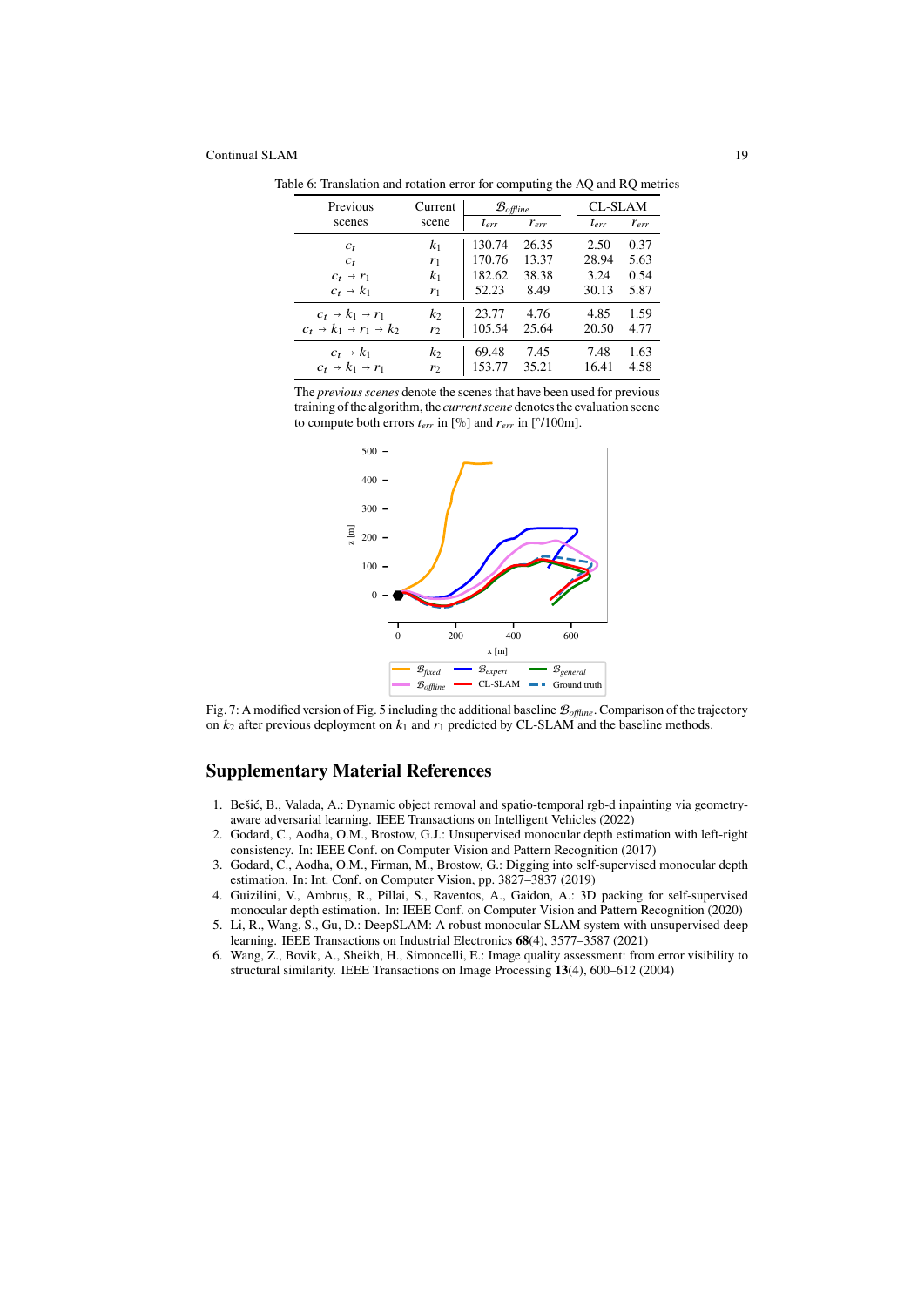Table 6: Translation and rotation error for computing the AQ and RQ metrics

| Previous scenes | Current scene | $\mathcal{B}_{offline}$ | | CL-SLAM | |
|---|---|---|---|---|---|
| | | $t_{err}$ | $r_{err}$ | $t_{err}$ | $r_{err}$ |
| $c_t$ | $k_1$ | 130.74 | 26.35 | 2.50 | 0.37 |
| $c_t$ | $r_1$ | 170.76 | 13.37 | 28.94 | 5.63 |
| $c_t \to r_1$ | $k_1$ | 182.62 | 38.38 | 3.24 | 0.54 |
| $c_t \to k_1$ | $r_1$ | 52.23 | 8.49 | 30.13 | 5.87 |
| $c_t \to k_1 \to r_1$ | $k_2$ | 23.77 | 4.76 | 4.85 | 1.59 |
| $c_t \to k_1 \to r_1 \to k_2$ | $r_2$ | 105.54 | 25.64 | 20.50 | 4.77 |
| $c_t \to k_1$ | $k_2$ | 69.48 | 7.45 | 7.48 | 1.63 |
| $c_t \to k_1 \to r_1$ | $r_2$ | 153.77 | 35.21 | 16.41 | 4.58 |

The *previous scenes* denote the scenes that have been used for previous training of the algorithm, the *current scene* denotes the evaluation scene to compute both errors $t_{err}$ in [%] and $r_{err}$ in [°/100m].

500
400
300
200
100
0
z [m]
0
200
400
600
x [m]
$\mathcal{B}_{fixed}$
$\mathcal{B}_{offline}$
$\mathcal{B}_{expert}$
CL-SLAM
$\mathcal{B}_{general}$
Ground truth

Fig. 7: A modified version of Fig. 5 including the additional baseline $\mathcal{B}_{offline}$. Comparison of the trajectory on $k_2$ after previous deployment on $k_1$ and $r_1$ predicted by CL-SLAM and the baseline methods.

## Supplementary Material References

1. Bešić, B., Valada, A.: Dynamic object removal and spatio-temporal rgb-d inpainting via geometry-aware adversarial learning. IEEE Transactions on Intelligent Vehicles (2022)
2. Godard, C., Aodha, O.M., Brostow, G.J.: Unsupervised monocular depth estimation with left-right consistency. In: IEEE Conf. on Computer Vision and Pattern Recognition (2017)
3. Godard, C., Aodha, O.M., Firman, M., Brostow, G.: Digging into self-supervised monocular depth estimation. In: Int. Conf. on Computer Vision, pp. 3827–3837 (2019)
4. Guizilini, V., Ambrus, R., Pillai, S., Raventos, A., Gaidon, A.: 3D packing for self-supervised monocular depth estimation. In: IEEE Conf. on Computer Vision and Pattern Recognition (2020)
5. Li, R., Wang, S., Gu, D.: DeepSLAM: A robust monocular SLAM system with unsupervised deep learning. IEEE Transactions on Industrial Electronics **68**(4), 3577–3587 (2021)
6. Wang, Z., Bovik, A., Sheikh, H., Simoncelli, E.: Image quality assessment: from error visibility to structural similarity. IEEE Transactions on Image Processing **13**(4), 600–612 (2004)